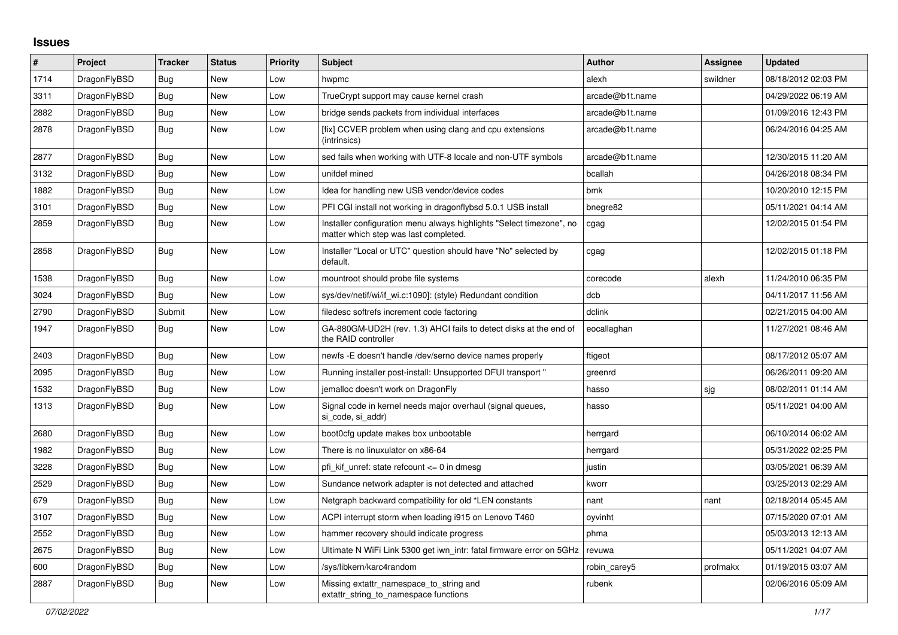# Issues

| # | Project | Tracker | Status | Priority | Subject | Author | Assignee | Updated |
|---|---|---|---|---|---|---|---|---|
| 1714 | DragonFlyBSD | Bug | New | Low | hwpmc | alexh | swildner | 08/18/2012 02:03 PM |
| 3311 | DragonFlyBSD | Bug | New | Low | TrueCrypt support may cause kernel crash | arcade@b1t.name | | 04/29/2022 06:19 AM |
| 2882 | DragonFlyBSD | Bug | New | Low | bridge sends packets from individual interfaces | arcade@b1t.name | | 01/09/2016 12:43 PM |
| 2878 | DragonFlyBSD | Bug | New | Low | [fix] CCVER problem when using clang and cpu extensions (intrinsics) | arcade@b1t.name | | 06/24/2016 04:25 AM |
| 2877 | DragonFlyBSD | Bug | New | Low | sed fails when working with UTF-8 locale and non-UTF symbols | arcade@b1t.name | | 12/30/2015 11:20 AM |
| 3132 | DragonFlyBSD | Bug | New | Low | unifdef mined | bcallah | | 04/26/2018 08:34 PM |
| 1882 | DragonFlyBSD | Bug | New | Low | Idea for handling new USB vendor/device codes | bmk | | 10/20/2010 12:15 PM |
| 3101 | DragonFlyBSD | Bug | New | Low | PFI CGI install not working in dragonflybsd 5.0.1 USB install | bnegre82 | | 05/11/2021 04:14 AM |
| 2859 | DragonFlyBSD | Bug | New | Low | Installer configuration menu always highlights "Select timezone", no matter which step was last completed. | cgag | | 12/02/2015 01:54 PM |
| 2858 | DragonFlyBSD | Bug | New | Low | Installer "Local or UTC" question should have "No" selected by default. | cgag | | 12/02/2015 01:18 PM |
| 1538 | DragonFlyBSD | Bug | New | Low | mountroot should probe file systems | corecode | alexh | 11/24/2010 06:35 PM |
| 3024 | DragonFlyBSD | Bug | New | Low | sys/dev/netif/wi/if_wi.c:1090]: (style) Redundant condition | dcb | | 04/11/2017 11:56 AM |
| 2790 | DragonFlyBSD | Submit | New | Low | filedesc softrefs increment code factoring | dclink | | 02/21/2015 04:00 AM |
| 1947 | DragonFlyBSD | Bug | New | Low | GA-880GM-UD2H (rev. 1.3) AHCI fails to detect disks at the end of the RAID controller | eocallaghan | | 11/27/2021 08:46 AM |
| 2403 | DragonFlyBSD | Bug | New | Low | newfs -E doesn't handle /dev/serno device names properly | ftigeot | | 08/17/2012 05:07 AM |
| 2095 | DragonFlyBSD | Bug | New | Low | Running installer post-install: Unsupported DFUI transport " | greenrd | | 06/26/2011 09:20 AM |
| 1532 | DragonFlyBSD | Bug | New | Low | jemalloc doesn't work on DragonFly | hasso | sjg | 08/02/2011 01:14 AM |
| 1313 | DragonFlyBSD | Bug | New | Low | Signal code in kernel needs major overhaul (signal queues, si_code, si_addr) | hasso | | 05/11/2021 04:00 AM |
| 2680 | DragonFlyBSD | Bug | New | Low | boot0cfg update makes box unbootable | herrgard | | 06/10/2014 06:02 AM |
| 1982 | DragonFlyBSD | Bug | New | Low | There is no linuxulator on x86-64 | herrgard | | 05/31/2022 02:25 PM |
| 3228 | DragonFlyBSD | Bug | New | Low | pfi_kif_unref: state refcount <= 0 in dmesg | justin | | 03/05/2021 06:39 AM |
| 2529 | DragonFlyBSD | Bug | New | Low | Sundance network adapter is not detected and attached | kworr | | 03/25/2013 02:29 AM |
| 679 | DragonFlyBSD | Bug | New | Low | Netgraph backward compatibility for old *LEN constants | nant | nant | 02/18/2014 05:45 AM |
| 3107 | DragonFlyBSD | Bug | New | Low | ACPI interrupt storm when loading i915 on Lenovo T460 | oyvinht | | 07/15/2020 07:01 AM |
| 2552 | DragonFlyBSD | Bug | New | Low | hammer recovery should indicate progress | phma | | 05/03/2013 12:13 AM |
| 2675 | DragonFlyBSD | Bug | New | Low | Ultimate N WiFi Link 5300 get iwn_intr: fatal firmware error on 5GHz | revuwa | | 05/11/2021 04:07 AM |
| 600 | DragonFlyBSD | Bug | New | Low | /sys/libkern/karc4random | robin_carey5 | profmakx | 01/19/2015 03:07 AM |
| 2887 | DragonFlyBSD | Bug | New | Low | Missing extattr_namespace_to_string and extattr_string_to_namespace functions | rubenk | | 02/06/2016 05:09 AM |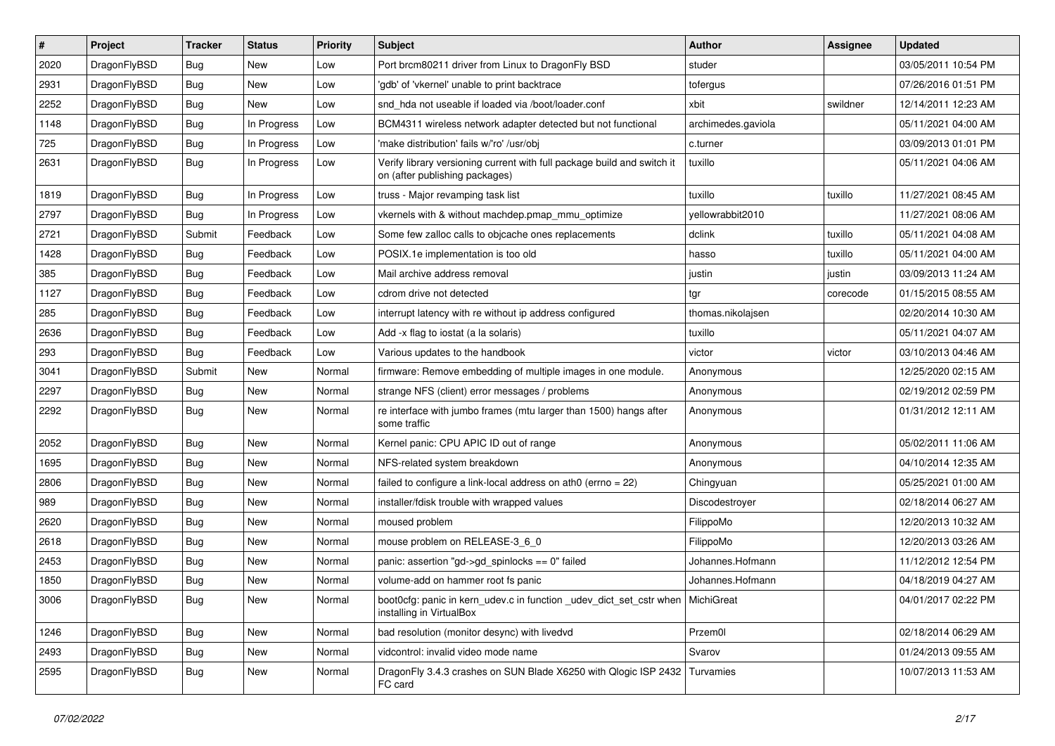| # | Project | Tracker | Status | Priority | Subject | Author | Assignee | Updated |
| --- | --- | --- | --- | --- | --- | --- | --- | --- |
| 2020 | DragonFlyBSD | Bug | New | Low | Port brcm80211 driver from Linux to DragonFly BSD | studer | | 03/05/2011 10:54 PM |
| 2931 | DragonFlyBSD | Bug | New | Low | 'gdb' of 'vkernel' unable to print backtrace | tofergus | | 07/26/2016 01:51 PM |
| 2252 | DragonFlyBSD | Bug | New | Low | snd_hda not useable if loaded via /boot/loader.conf | xbit | swildner | 12/14/2011 12:23 AM |
| 1148 | DragonFlyBSD | Bug | In Progress | Low | BCM4311 wireless network adapter detected but not functional | archimedes.gaviola | | 05/11/2021 04:00 AM |
| 725 | DragonFlyBSD | Bug | In Progress | Low | 'make distribution' fails w/'ro' /usr/obj | c.turner | | 03/09/2013 01:01 PM |
| 2631 | DragonFlyBSD | Bug | In Progress | Low | Verify library versioning current with full package build and switch it on (after publishing packages) | tuxillo | | 05/11/2021 04:06 AM |
| 1819 | DragonFlyBSD | Bug | In Progress | Low | truss - Major revamping task list | tuxillo | tuxillo | 11/27/2021 08:45 AM |
| 2797 | DragonFlyBSD | Bug | In Progress | Low | vkernels with & without machdep.pmap_mmu_optimize | yellowrabbit2010 | | 11/27/2021 08:06 AM |
| 2721 | DragonFlyBSD | Submit | Feedback | Low | Some few zalloc calls to objcache ones replacements | dclink | tuxillo | 05/11/2021 04:08 AM |
| 1428 | DragonFlyBSD | Bug | Feedback | Low | POSIX.1e implementation is too old | hasso | tuxillo | 05/11/2021 04:00 AM |
| 385 | DragonFlyBSD | Bug | Feedback | Low | Mail archive address removal | justin | justin | 03/09/2013 11:24 AM |
| 1127 | DragonFlyBSD | Bug | Feedback | Low | cdrom drive not detected | tgr | corecode | 01/15/2015 08:55 AM |
| 285 | DragonFlyBSD | Bug | Feedback | Low | interrupt latency with re without ip address configured | thomas.nikolajsen | | 02/20/2014 10:30 AM |
| 2636 | DragonFlyBSD | Bug | Feedback | Low | Add -x flag to iostat (a la solaris) | tuxillo | | 05/11/2021 04:07 AM |
| 293 | DragonFlyBSD | Bug | Feedback | Low | Various updates to the handbook | victor | victor | 03/10/2013 04:46 AM |
| 3041 | DragonFlyBSD | Submit | New | Normal | firmware: Remove embedding of multiple images in one module. | Anonymous | | 12/25/2020 02:15 AM |
| 2297 | DragonFlyBSD | Bug | New | Normal | strange NFS (client) error messages / problems | Anonymous | | 02/19/2012 02:59 PM |
| 2292 | DragonFlyBSD | Bug | New | Normal | re interface with jumbo frames (mtu larger than 1500) hangs after some traffic | Anonymous | | 01/31/2012 12:11 AM |
| 2052 | DragonFlyBSD | Bug | New | Normal | Kernel panic: CPU APIC ID out of range | Anonymous | | 05/02/2011 11:06 AM |
| 1695 | DragonFlyBSD | Bug | New | Normal | NFS-related system breakdown | Anonymous | | 04/10/2014 12:35 AM |
| 2806 | DragonFlyBSD | Bug | New | Normal | failed to configure a link-local address on ath0 (errno = 22) | Chingyuan | | 05/25/2021 01:00 AM |
| 989 | DragonFlyBSD | Bug | New | Normal | installer/fdisk trouble with wrapped values | Discodestroyer | | 02/18/2014 06:27 AM |
| 2620 | DragonFlyBSD | Bug | New | Normal | moused problem | FilippoMo | | 12/20/2013 10:32 AM |
| 2618 | DragonFlyBSD | Bug | New | Normal | mouse problem on RELEASE-3_6_0 | FilippoMo | | 12/20/2013 03:26 AM |
| 2453 | DragonFlyBSD | Bug | New | Normal | panic: assertion "gd->gd_spinlocks == 0" failed | Johannes.Hofmann | | 11/12/2012 12:54 PM |
| 1850 | DragonFlyBSD | Bug | New | Normal | volume-add on hammer root fs panic | Johannes.Hofmann | | 04/18/2019 04:27 AM |
| 3006 | DragonFlyBSD | Bug | New | Normal | boot0cfg: panic in kern_udev.c in function _udev_dict_set_cstr when installing in VirtualBox | MichiGreat | | 04/01/2017 02:22 PM |
| 1246 | DragonFlyBSD | Bug | New | Normal | bad resolution (monitor desync) with livedvd | Przem0l | | 02/18/2014 06:29 AM |
| 2493 | DragonFlyBSD | Bug | New | Normal | vidcontrol: invalid video mode name | Svarov | | 01/24/2013 09:55 AM |
| 2595 | DragonFlyBSD | Bug | New | Normal | DragonFly 3.4.3 crashes on SUN Blade X6250 with Qlogic ISP 2432 FC card | Turvamies | | 10/07/2013 11:53 AM |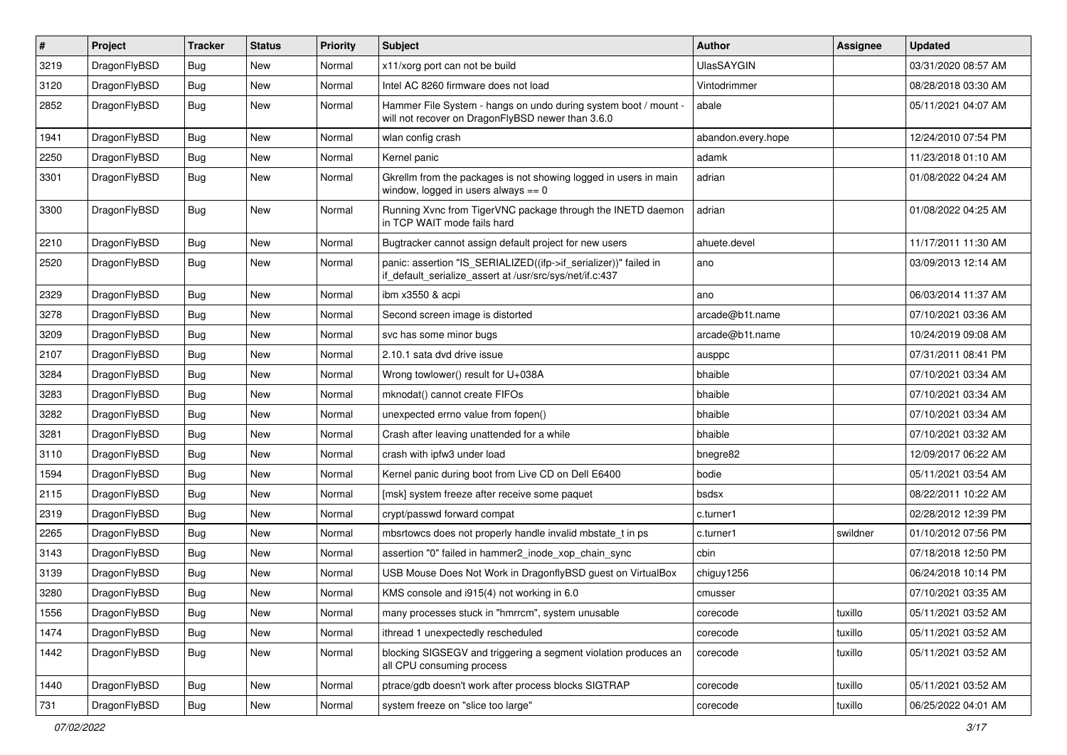| # | Project | Tracker | Status | Priority | Subject | Author | Assignee | Updated |
|---|---|---|---|---|---|---|---|---|
| 3219 | DragonFlyBSD | Bug | New | Normal | x11/xorg port can not be build | UlasSAYGIN | | 03/31/2020 08:57 AM |
| 3120 | DragonFlyBSD | Bug | New | Normal | Intel AC 8260 firmware does not load | Vintodrimmer | | 08/28/2018 03:30 AM |
| 2852 | DragonFlyBSD | Bug | New | Normal | Hammer File System - hangs on undo during system boot / mount - will not recover on DragonFlyBSD newer than 3.6.0 | abale | | 05/11/2021 04:07 AM |
| 1941 | DragonFlyBSD | Bug | New | Normal | wlan config crash | abandon.every.hope | | 12/24/2010 07:54 PM |
| 2250 | DragonFlyBSD | Bug | New | Normal | Kernel panic | adamk | | 11/23/2018 01:10 AM |
| 3301 | DragonFlyBSD | Bug | New | Normal | Gkrellm from the packages is not showing logged in users in main window, logged in users always == 0 | adrian | | 01/08/2022 04:24 AM |
| 3300 | DragonFlyBSD | Bug | New | Normal | Running Xvnc from TigerVNC package through the INETD daemon in TCP WAIT mode fails hard | adrian | | 01/08/2022 04:25 AM |
| 2210 | DragonFlyBSD | Bug | New | Normal | Bugtracker cannot assign default project for new users | ahuete.devel | | 11/17/2011 11:30 AM |
| 2520 | DragonFlyBSD | Bug | New | Normal | panic: assertion "IS_SERIALIZED((ifp->if_serializer))" failed in if_default_serialize_assert at /usr/src/sys/net/if.c:437 | ano | | 03/09/2013 12:14 AM |
| 2329 | DragonFlyBSD | Bug | New | Normal | ibm x3550 & acpi | ano | | 06/03/2014 11:37 AM |
| 3278 | DragonFlyBSD | Bug | New | Normal | Second screen image is distorted | arcade@b1t.name | | 07/10/2021 03:36 AM |
| 3209 | DragonFlyBSD | Bug | New | Normal | svc has some minor bugs | arcade@b1t.name | | 10/24/2019 09:08 AM |
| 2107 | DragonFlyBSD | Bug | New | Normal | 2.10.1 sata dvd drive issue | ausppc | | 07/31/2011 08:41 PM |
| 3284 | DragonFlyBSD | Bug | New | Normal | Wrong towlower() result for U+038A | bhaible | | 07/10/2021 03:34 AM |
| 3283 | DragonFlyBSD | Bug | New | Normal | mknodat() cannot create FIFOs | bhaible | | 07/10/2021 03:34 AM |
| 3282 | DragonFlyBSD | Bug | New | Normal | unexpected errno value from fopen() | bhaible | | 07/10/2021 03:34 AM |
| 3281 | DragonFlyBSD | Bug | New | Normal | Crash after leaving unattended for a while | bhaible | | 07/10/2021 03:32 AM |
| 3110 | DragonFlyBSD | Bug | New | Normal | crash with ipfw3 under load | bnegre82 | | 12/09/2017 06:22 AM |
| 1594 | DragonFlyBSD | Bug | New | Normal | Kernel panic during boot from Live CD on Dell E6400 | bodie | | 05/11/2021 03:54 AM |
| 2115 | DragonFlyBSD | Bug | New | Normal | [msk] system freeze after receive some paquet | bsdsx | | 08/22/2011 10:22 AM |
| 2319 | DragonFlyBSD | Bug | New | Normal | crypt/passwd forward compat | c.turner1 | | 02/28/2012 12:39 PM |
| 2265 | DragonFlyBSD | Bug | New | Normal | mbsrtowcs does not properly handle invalid mbstate_t in ps | c.turner1 | swildner | 01/10/2012 07:56 PM |
| 3143 | DragonFlyBSD | Bug | New | Normal | assertion "0" failed in hammer2_inode_xop_chain_sync | cbin | | 07/18/2018 12:50 PM |
| 3139 | DragonFlyBSD | Bug | New | Normal | USB Mouse Does Not Work in DragonflyBSD guest on VirtualBox | chiguy1256 | | 06/24/2018 10:14 PM |
| 3280 | DragonFlyBSD | Bug | New | Normal | KMS console and i915(4) not working in 6.0 | cmusser | | 07/10/2021 03:35 AM |
| 1556 | DragonFlyBSD | Bug | New | Normal | many processes stuck in "hmrrcm", system unusable | corecode | tuxillo | 05/11/2021 03:52 AM |
| 1474 | DragonFlyBSD | Bug | New | Normal | ithread 1 unexpectedly rescheduled | corecode | tuxillo | 05/11/2021 03:52 AM |
| 1442 | DragonFlyBSD | Bug | New | Normal | blocking SIGSEGV and triggering a segment violation produces an all CPU consuming process | corecode | tuxillo | 05/11/2021 03:52 AM |
| 1440 | DragonFlyBSD | Bug | New | Normal | ptrace/gdb doesn't work after process blocks SIGTRAP | corecode | tuxillo | 05/11/2021 03:52 AM |
| 731 | DragonFlyBSD | Bug | New | Normal | system freeze on "slice too large" | corecode | tuxillo | 06/25/2022 04:01 AM |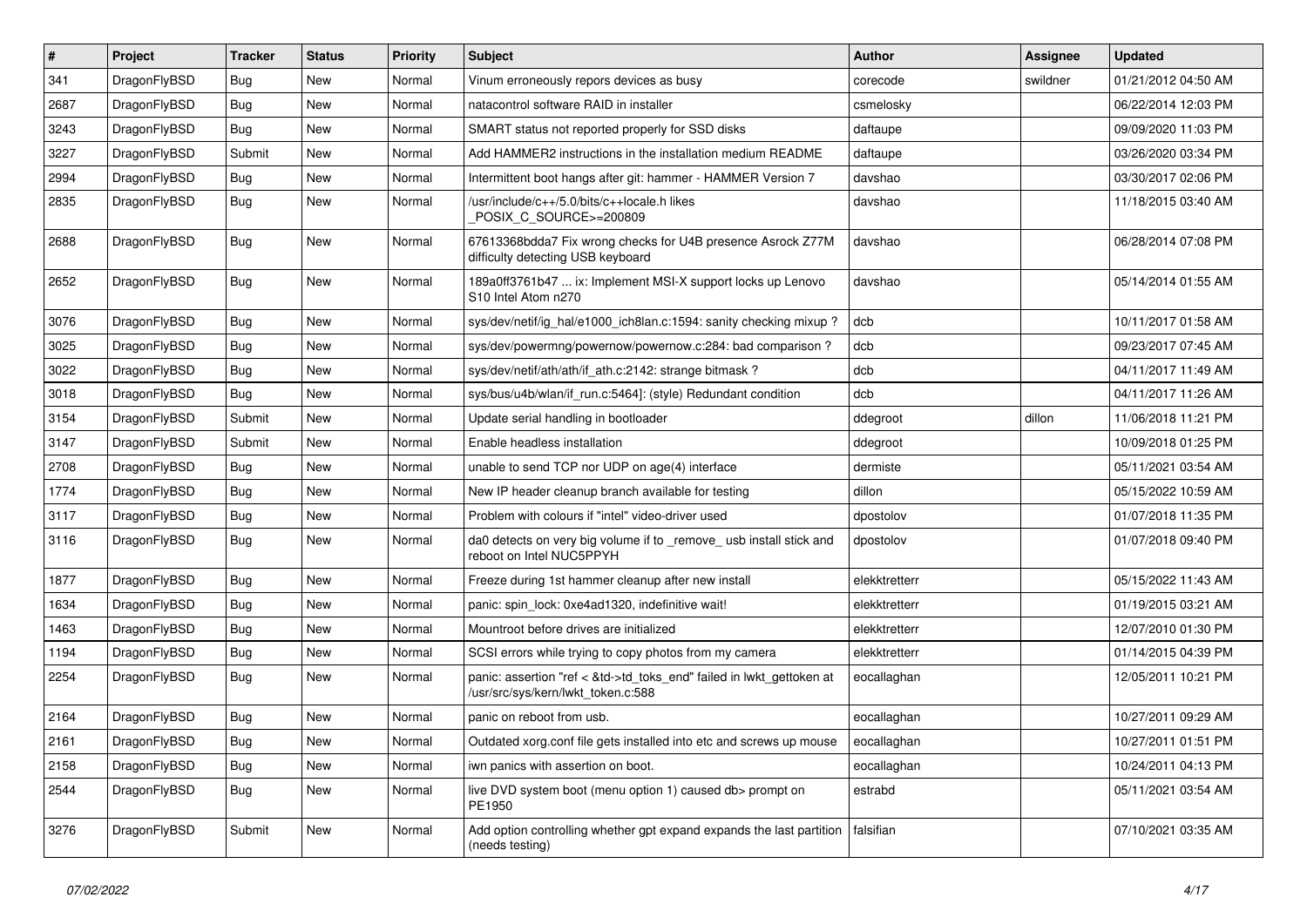| # | Project | Tracker | Status | Priority | Subject | Author | Assignee | Updated |
|---|---|---|---|---|---|---|---|---|
| 341 | DragonFlyBSD | Bug | New | Normal | Vinum erroneously repors devices as busy | corecode | swildner | 01/21/2012 04:50 AM |
| 2687 | DragonFlyBSD | Bug | New | Normal | natacontrol software RAID in installer | csmelosky | | 06/22/2014 12:03 PM |
| 3243 | DragonFlyBSD | Bug | New | Normal | SMART status not reported properly for SSD disks | daftaupe | | 09/09/2020 11:03 PM |
| 3227 | DragonFlyBSD | Submit | New | Normal | Add HAMMER2 instructions in the installation medium README | daftaupe | | 03/26/2020 03:34 PM |
| 2994 | DragonFlyBSD | Bug | New | Normal | Intermittent boot hangs after git: hammer - HAMMER Version 7 | davshao | | 03/30/2017 02:06 PM |
| 2835 | DragonFlyBSD | Bug | New | Normal | /usr/include/c++/5.0/bits/c++locale.h likes _POSIX_C_SOURCE>=200809 | davshao | | 11/18/2015 03:40 AM |
| 2688 | DragonFlyBSD | Bug | New | Normal | 67613368bdda7 Fix wrong checks for U4B presence Asrock Z77M difficulty detecting USB keyboard | davshao | | 06/28/2014 07:08 PM |
| 2652 | DragonFlyBSD | Bug | New | Normal | 189a0ff3761b47 ... ix: Implement MSI-X support locks up Lenovo S10 Intel Atom n270 | davshao | | 05/14/2014 01:55 AM |
| 3076 | DragonFlyBSD | Bug | New | Normal | sys/dev/netif/ig_hal/e1000_ich8lan.c:1594: sanity checking mixup ? | dcb | | 10/11/2017 01:58 AM |
| 3025 | DragonFlyBSD | Bug | New | Normal | sys/dev/powermng/powernow/powernow.c:284: bad comparison ? | dcb | | 09/23/2017 07:45 AM |
| 3022 | DragonFlyBSD | Bug | New | Normal | sys/dev/netif/ath/ath/if_ath.c:2142: strange bitmask ? | dcb | | 04/11/2017 11:49 AM |
| 3018 | DragonFlyBSD | Bug | New | Normal | sys/bus/u4b/wlan/if_run.c:5464]: (style) Redundant condition | dcb | | 04/11/2017 11:26 AM |
| 3154 | DragonFlyBSD | Submit | New | Normal | Update serial handling in bootloader | ddegroot | dillon | 11/06/2018 11:21 PM |
| 3147 | DragonFlyBSD | Submit | New | Normal | Enable headless installation | ddegroot | | 10/09/2018 01:25 PM |
| 2708 | DragonFlyBSD | Bug | New | Normal | unable to send TCP nor UDP on age(4) interface | dermiste | | 05/11/2021 03:54 AM |
| 1774 | DragonFlyBSD | Bug | New | Normal | New IP header cleanup branch available for testing | dillon | | 05/15/2022 10:59 AM |
| 3117 | DragonFlyBSD | Bug | New | Normal | Problem with colours if "intel" video-driver used | dpostolov | | 01/07/2018 11:35 PM |
| 3116 | DragonFlyBSD | Bug | New | Normal | da0 detects on very big volume if to _remove_ usb install stick and reboot on Intel NUC5PPYH | dpostolov | | 01/07/2018 09:40 PM |
| 1877 | DragonFlyBSD | Bug | New | Normal | Freeze during 1st hammer cleanup after new install | elekktretterr | | 05/15/2022 11:43 AM |
| 1634 | DragonFlyBSD | Bug | New | Normal | panic: spin_lock: 0xe4ad1320, indefinitive wait! | elekktretterr | | 01/19/2015 03:21 AM |
| 1463 | DragonFlyBSD | Bug | New | Normal | Mountroot before drives are initialized | elekktretterr | | 12/07/2010 01:30 PM |
| 1194 | DragonFlyBSD | Bug | New | Normal | SCSI errors while trying to copy photos from my camera | elekktretterr | | 01/14/2015 04:39 PM |
| 2254 | DragonFlyBSD | Bug | New | Normal | panic: assertion "ref < &td->td_toks_end" failed in lwkt_gettoken at /usr/src/sys/kern/lwkt_token.c:588 | eocallaghan | | 12/05/2011 10:21 PM |
| 2164 | DragonFlyBSD | Bug | New | Normal | panic on reboot from usb. | eocallaghan | | 10/27/2011 09:29 AM |
| 2161 | DragonFlyBSD | Bug | New | Normal | Outdated xorg.conf file gets installed into etc and screws up mouse | eocallaghan | | 10/27/2011 01:51 PM |
| 2158 | DragonFlyBSD | Bug | New | Normal | iwn panics with assertion on boot. | eocallaghan | | 10/24/2011 04:13 PM |
| 2544 | DragonFlyBSD | Bug | New | Normal | live DVD system boot (menu option 1) caused db> prompt on PE1950 | estrabd | | 05/11/2021 03:54 AM |
| 3276 | DragonFlyBSD | Submit | New | Normal | Add option controlling whether gpt expand expands the last partition (needs testing) | falsifian | | 07/10/2021 03:35 AM |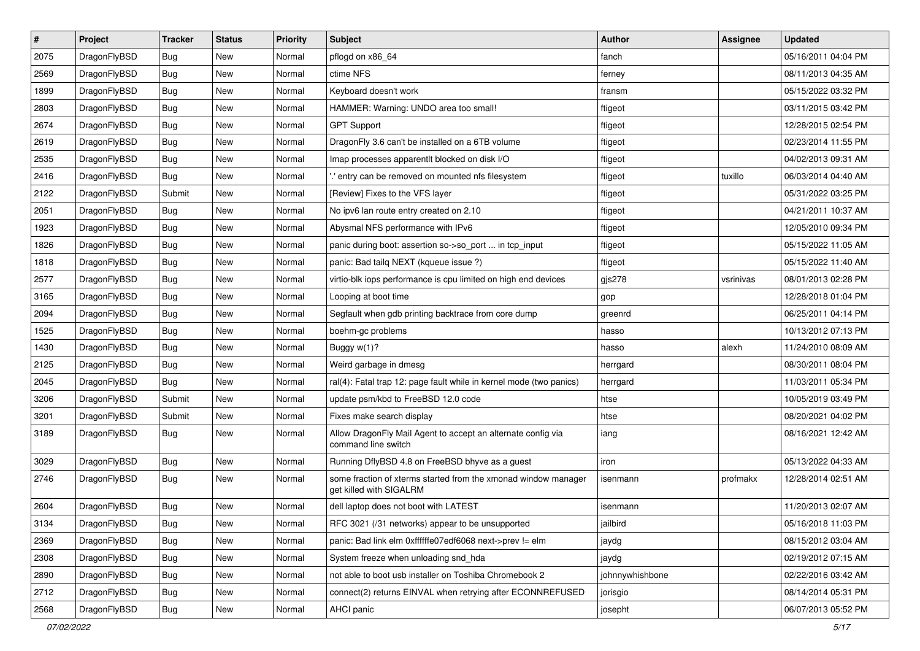| # | Project | Tracker | Status | Priority | Subject | Author | Assignee | Updated |
|---|---|---|---|---|---|---|---|---|
| 2075 | DragonFlyBSD | Bug | New | Normal | pflogd on x86_64 | fanch | | 05/16/2011 04:04 PM |
| 2569 | DragonFlyBSD | Bug | New | Normal | ctime NFS | ferney | | 08/11/2013 04:35 AM |
| 1899 | DragonFlyBSD | Bug | New | Normal | Keyboard doesn't work | fransm | | 05/15/2022 03:32 PM |
| 2803 | DragonFlyBSD | Bug | New | Normal | HAMMER: Warning: UNDO area too small! | ftigeot | | 03/11/2015 03:42 PM |
| 2674 | DragonFlyBSD | Bug | New | Normal | GPT Support | ftigeot | | 12/28/2015 02:54 PM |
| 2619 | DragonFlyBSD | Bug | New | Normal | DragonFly 3.6 can't be installed on a 6TB volume | ftigeot | | 02/23/2014 11:55 PM |
| 2535 | DragonFlyBSD | Bug | New | Normal | Imap processes apparentlt blocked on disk I/O | ftigeot | | 04/02/2013 09:31 AM |
| 2416 | DragonFlyBSD | Bug | New | Normal | '.' entry can be removed on mounted nfs filesystem | ftigeot | tuxillo | 06/03/2014 04:40 AM |
| 2122 | DragonFlyBSD | Submit | New | Normal | [Review] Fixes to the VFS layer | ftigeot | | 05/31/2022 03:25 PM |
| 2051 | DragonFlyBSD | Bug | New | Normal | No ipv6 lan route entry created on 2.10 | ftigeot | | 04/21/2011 10:37 AM |
| 1923 | DragonFlyBSD | Bug | New | Normal | Abysmal NFS performance with IPv6 | ftigeot | | 12/05/2010 09:34 PM |
| 1826 | DragonFlyBSD | Bug | New | Normal | panic during boot: assertion so->so_port ... in tcp_input | ftigeot | | 05/15/2022 11:05 AM |
| 1818 | DragonFlyBSD | Bug | New | Normal | panic: Bad tailq NEXT (kqueue issue ?) | ftigeot | | 05/15/2022 11:40 AM |
| 2577 | DragonFlyBSD | Bug | New | Normal | virtio-blk iops performance is cpu limited on high end devices | gjs278 | vsrinivas | 08/01/2013 02:28 PM |
| 3165 | DragonFlyBSD | Bug | New | Normal | Looping at boot time | gop | | 12/28/2018 01:04 PM |
| 2094 | DragonFlyBSD | Bug | New | Normal | Segfault when gdb printing backtrace from core dump | greenrd | | 06/25/2011 04:14 PM |
| 1525 | DragonFlyBSD | Bug | New | Normal | boehm-gc problems | hasso | | 10/13/2012 07:13 PM |
| 1430 | DragonFlyBSD | Bug | New | Normal | Buggy w(1)? | hasso | alexh | 11/24/2010 08:09 AM |
| 2125 | DragonFlyBSD | Bug | New | Normal | Weird garbage in dmesg | herrgard | | 08/30/2011 08:04 PM |
| 2045 | DragonFlyBSD | Bug | New | Normal | ral(4): Fatal trap 12: page fault while in kernel mode (two panics) | herrgard | | 11/03/2011 05:34 PM |
| 3206 | DragonFlyBSD | Submit | New | Normal | update psm/kbd to FreeBSD 12.0 code | htse | | 10/05/2019 03:49 PM |
| 3201 | DragonFlyBSD | Submit | New | Normal | Fixes make search display | htse | | 08/20/2021 04:02 PM |
| 3189 | DragonFlyBSD | Bug | New | Normal | Allow DragonFly Mail Agent to accept an alternate config via command line switch | iang | | 08/16/2021 12:42 AM |
| 3029 | DragonFlyBSD | Bug | New | Normal | Running DflyBSD 4.8 on FreeBSD bhyve as a guest | iron | | 05/13/2022 04:33 AM |
| 2746 | DragonFlyBSD | Bug | New | Normal | some fraction of xterms started from the xmonad window manager get killed with SIGALRM | isenmann | profmakx | 12/28/2014 02:51 AM |
| 2604 | DragonFlyBSD | Bug | New | Normal | dell laptop does not boot with LATEST | isenmann | | 11/20/2013 02:07 AM |
| 3134 | DragonFlyBSD | Bug | New | Normal | RFC 3021 (/31 networks) appear to be unsupported | jailbird | | 05/16/2018 11:03 PM |
| 2369 | DragonFlyBSD | Bug | New | Normal | panic: Bad link elm 0xffffffe07edf6068 next->prev != elm | jaydg | | 08/15/2012 03:04 AM |
| 2308 | DragonFlyBSD | Bug | New | Normal | System freeze when unloading snd_hda | jaydg | | 02/19/2012 07:15 AM |
| 2890 | DragonFlyBSD | Bug | New | Normal | not able to boot usb installer on Toshiba Chromebook 2 | johnnywhishbone | | 02/22/2016 03:42 AM |
| 2712 | DragonFlyBSD | Bug | New | Normal | connect(2) returns EINVAL when retrying after ECONNREFUSED | jorisgio | | 08/14/2014 05:31 PM |
| 2568 | DragonFlyBSD | Bug | New | Normal | AHCI panic | josepht | | 06/07/2013 05:52 PM |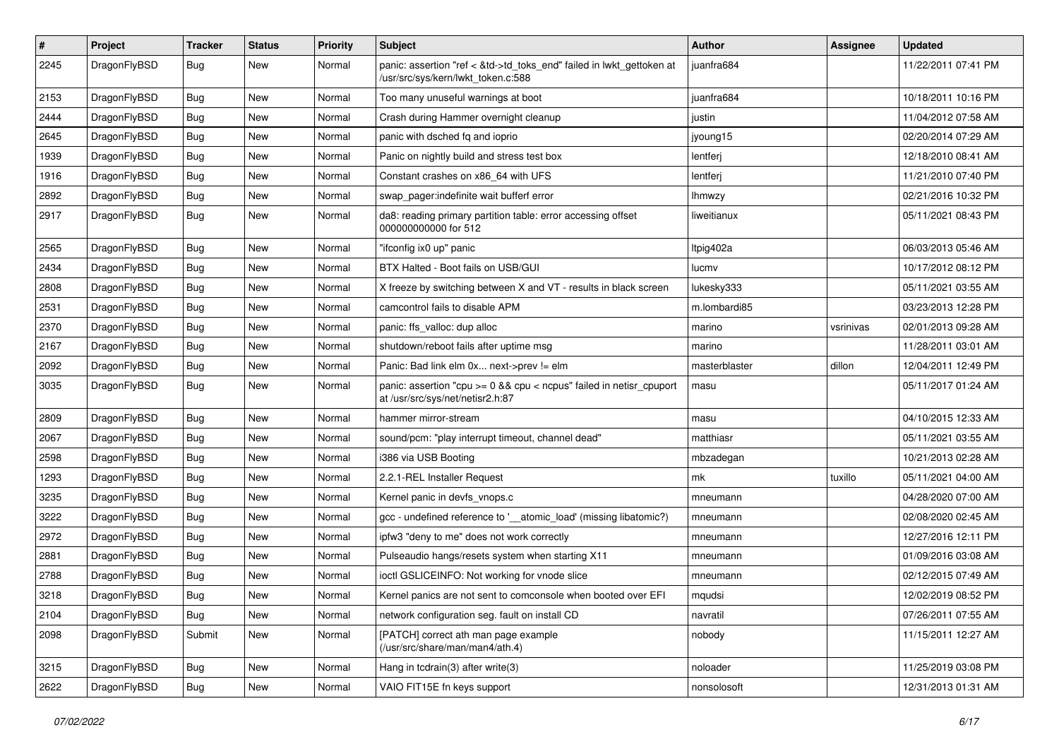| # | Project | Tracker | Status | Priority | Subject | Author | Assignee | Updated |
|---|---|---|---|---|---|---|---|---|
| 2245 | DragonFlyBSD | Bug | New | Normal | panic: assertion "ref < &td->td_toks_end" failed in lwkt_gettoken at /usr/src/sys/kern/lwkt_token.c:588 | juanfra684 | | 11/22/2011 07:41 PM |
| 2153 | DragonFlyBSD | Bug | New | Normal | Too many unuseful warnings at boot | juanfra684 | | 10/18/2011 10:16 PM |
| 2444 | DragonFlyBSD | Bug | New | Normal | Crash during Hammer overnight cleanup | justin | | 11/04/2012 07:58 AM |
| 2645 | DragonFlyBSD | Bug | New | Normal | panic with dsched fq and ioprio | jyoung15 | | 02/20/2014 07:29 AM |
| 1939 | DragonFlyBSD | Bug | New | Normal | Panic on nightly build and stress test box | lentferj | | 12/18/2010 08:41 AM |
| 1916 | DragonFlyBSD | Bug | New | Normal | Constant crashes on x86_64 with UFS | lentferj | | 11/21/2010 07:40 PM |
| 2892 | DragonFlyBSD | Bug | New | Normal | swap_pager:indefinite wait bufferf error | lhmwzy | | 02/21/2016 10:32 PM |
| 2917 | DragonFlyBSD | Bug | New | Normal | da8: reading primary partition table: error accessing offset 000000000000 for 512 | liweitianux | | 05/11/2021 08:43 PM |
| 2565 | DragonFlyBSD | Bug | New | Normal | "ifconfig ix0 up" panic | ltpig402a | | 06/03/2013 05:46 AM |
| 2434 | DragonFlyBSD | Bug | New | Normal | BTX Halted - Boot fails on USB/GUI | lucmv | | 10/17/2012 08:12 PM |
| 2808 | DragonFlyBSD | Bug | New | Normal | X freeze by switching between X and VT - results in black screen | lukesky333 | | 05/11/2021 03:55 AM |
| 2531 | DragonFlyBSD | Bug | New | Normal | camcontrol fails to disable APM | m.lombardi85 | | 03/23/2013 12:28 PM |
| 2370 | DragonFlyBSD | Bug | New | Normal | panic: ffs_valloc: dup alloc | marino | vsrinivas | 02/01/2013 09:28 AM |
| 2167 | DragonFlyBSD | Bug | New | Normal | shutdown/reboot fails after uptime msg | marino | | 11/28/2011 03:01 AM |
| 2092 | DragonFlyBSD | Bug | New | Normal | Panic: Bad link elm 0x... next->prev != elm | masterblaster | dillon | 12/04/2011 12:49 PM |
| 3035 | DragonFlyBSD | Bug | New | Normal | panic: assertion "cpu >= 0 && cpu < ncpus" failed in netisr_cpuport at /usr/src/sys/net/netisr2.h:87 | masu | | 05/11/2017 01:24 AM |
| 2809 | DragonFlyBSD | Bug | New | Normal | hammer mirror-stream | masu | | 04/10/2015 12:33 AM |
| 2067 | DragonFlyBSD | Bug | New | Normal | sound/pcm: "play interrupt timeout, channel dead" | matthiasr | | 05/11/2021 03:55 AM |
| 2598 | DragonFlyBSD | Bug | New | Normal | i386 via USB Booting | mbzadegan | | 10/21/2013 02:28 AM |
| 1293 | DragonFlyBSD | Bug | New | Normal | 2.2.1-REL Installer Request | mk | tuxillo | 05/11/2021 04:00 AM |
| 3235 | DragonFlyBSD | Bug | New | Normal | Kernel panic in devfs_vnops.c | mneumann | | 04/28/2020 07:00 AM |
| 3222 | DragonFlyBSD | Bug | New | Normal | gcc - undefined reference to '__atomic_load' (missing libatomic?) | mneumann | | 02/08/2020 02:45 AM |
| 2972 | DragonFlyBSD | Bug | New | Normal | ipfw3 "deny to me" does not work correctly | mneumann | | 12/27/2016 12:11 PM |
| 2881 | DragonFlyBSD | Bug | New | Normal | Pulseaudio hangs/resets system when starting X11 | mneumann | | 01/09/2016 03:08 AM |
| 2788 | DragonFlyBSD | Bug | New | Normal | ioctl GSLICEINFO: Not working for vnode slice | mneumann | | 02/12/2015 07:49 AM |
| 3218 | DragonFlyBSD | Bug | New | Normal | Kernel panics are not sent to comconsole when booted over EFI | mqudsi | | 12/02/2019 08:52 PM |
| 2104 | DragonFlyBSD | Bug | New | Normal | network configuration seg. fault on install CD | navratil | | 07/26/2011 07:55 AM |
| 2098 | DragonFlyBSD | Submit | New | Normal | [PATCH] correct ath man page example (/usr/src/share/man/man4/ath.4) | nobody | | 11/15/2011 12:27 AM |
| 3215 | DragonFlyBSD | Bug | New | Normal | Hang in tcdrain(3) after write(3) | noloader | | 11/25/2019 03:08 PM |
| 2622 | DragonFlyBSD | Bug | New | Normal | VAIO FIT15E fn keys support | nonsolosoft | | 12/31/2013 01:31 AM |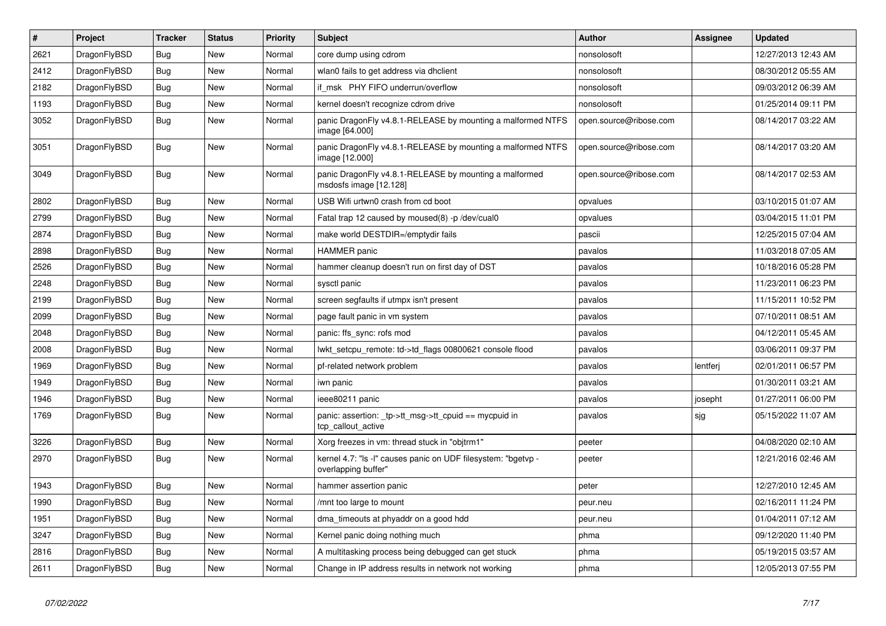| # | Project | Tracker | Status | Priority | Subject | Author | Assignee | Updated |
| --- | --- | --- | --- | --- | --- | --- | --- | --- |
| 2621 | DragonFlyBSD | Bug | New | Normal | core dump using cdrom | nonsolosoft | | 12/27/2013 12:43 AM |
| 2412 | DragonFlyBSD | Bug | New | Normal | wlan0 fails to get address via dhclient | nonsolosoft | | 08/30/2012 05:55 AM |
| 2182 | DragonFlyBSD | Bug | New | Normal | if_msk PHY FIFO underrun/overflow | nonsolosoft | | 09/03/2012 06:39 AM |
| 1193 | DragonFlyBSD | Bug | New | Normal | kernel doesn't recognize cdrom drive | nonsolosoft | | 01/25/2014 09:11 PM |
| 3052 | DragonFlyBSD | Bug | New | Normal | panic DragonFly v4.8.1-RELEASE by mounting a malformed NTFS image [64.000] | open.source@ribose.com | | 08/14/2017 03:22 AM |
| 3051 | DragonFlyBSD | Bug | New | Normal | panic DragonFly v4.8.1-RELEASE by mounting a malformed NTFS image [12.000] | open.source@ribose.com | | 08/14/2017 03:20 AM |
| 3049 | DragonFlyBSD | Bug | New | Normal | panic DragonFly v4.8.1-RELEASE by mounting a malformed msdosfs image [12.128] | open.source@ribose.com | | 08/14/2017 02:53 AM |
| 2802 | DragonFlyBSD | Bug | New | Normal | USB Wifi urtwn0 crash from cd boot | opvalues | | 03/10/2015 01:07 AM |
| 2799 | DragonFlyBSD | Bug | New | Normal | Fatal trap 12 caused by moused(8) -p /dev/cual0 | opvalues | | 03/04/2015 11:01 PM |
| 2874 | DragonFlyBSD | Bug | New | Normal | make world DESTDIR=/emptydir fails | pascii | | 12/25/2015 07:04 AM |
| 2898 | DragonFlyBSD | Bug | New | Normal | HAMMER panic | pavalos | | 11/03/2018 07:05 AM |
| 2526 | DragonFlyBSD | Bug | New | Normal | hammer cleanup doesn't run on first day of DST | pavalos | | 10/18/2016 05:28 PM |
| 2248 | DragonFlyBSD | Bug | New | Normal | sysctl panic | pavalos | | 11/23/2011 06:23 PM |
| 2199 | DragonFlyBSD | Bug | New | Normal | screen segfaults if utmpx isn't present | pavalos | | 11/15/2011 10:52 PM |
| 2099 | DragonFlyBSD | Bug | New | Normal | page fault panic in vm system | pavalos | | 07/10/2011 08:51 AM |
| 2048 | DragonFlyBSD | Bug | New | Normal | panic: ffs_sync: rofs mod | pavalos | | 04/12/2011 05:45 AM |
| 2008 | DragonFlyBSD | Bug | New | Normal | lwkt_setcpu_remote: td->td_flags 00800621 console flood | pavalos | | 03/06/2011 09:37 PM |
| 1969 | DragonFlyBSD | Bug | New | Normal | pf-related network problem | pavalos | lentferj | 02/01/2011 06:57 PM |
| 1949 | DragonFlyBSD | Bug | New | Normal | iwn panic | pavalos | | 01/30/2011 03:21 AM |
| 1946 | DragonFlyBSD | Bug | New | Normal | ieee80211 panic | pavalos | josepht | 01/27/2011 06:00 PM |
| 1769 | DragonFlyBSD | Bug | New | Normal | panic: assertion: _tp->tt_msg->tt_cpuid == mycpuid in tcp_callout_active | pavalos | sjg | 05/15/2022 11:07 AM |
| 3226 | DragonFlyBSD | Bug | New | Normal | Xorg freezes in vm: thread stuck in "objtrm1" | peeter | | 04/08/2020 02:10 AM |
| 2970 | DragonFlyBSD | Bug | New | Normal | kernel 4.7: "ls -l" causes panic on UDF filesystem: "bgetvp - overlapping buffer" | peeter | | 12/21/2016 02:46 AM |
| 1943 | DragonFlyBSD | Bug | New | Normal | hammer assertion panic | peter | | 12/27/2010 12:45 AM |
| 1990 | DragonFlyBSD | Bug | New | Normal | /mnt too large to mount | peur.neu | | 02/16/2011 11:24 PM |
| 1951 | DragonFlyBSD | Bug | New | Normal | dma_timeouts at phyaddr on a good hdd | peur.neu | | 01/04/2011 07:12 AM |
| 3247 | DragonFlyBSD | Bug | New | Normal | Kernel panic doing nothing much | phma | | 09/12/2020 11:40 PM |
| 2816 | DragonFlyBSD | Bug | New | Normal | A multitasking process being debugged can get stuck | phma | | 05/19/2015 03:57 AM |
| 2611 | DragonFlyBSD | Bug | New | Normal | Change in IP address results in network not working | phma | | 12/05/2013 07:55 PM |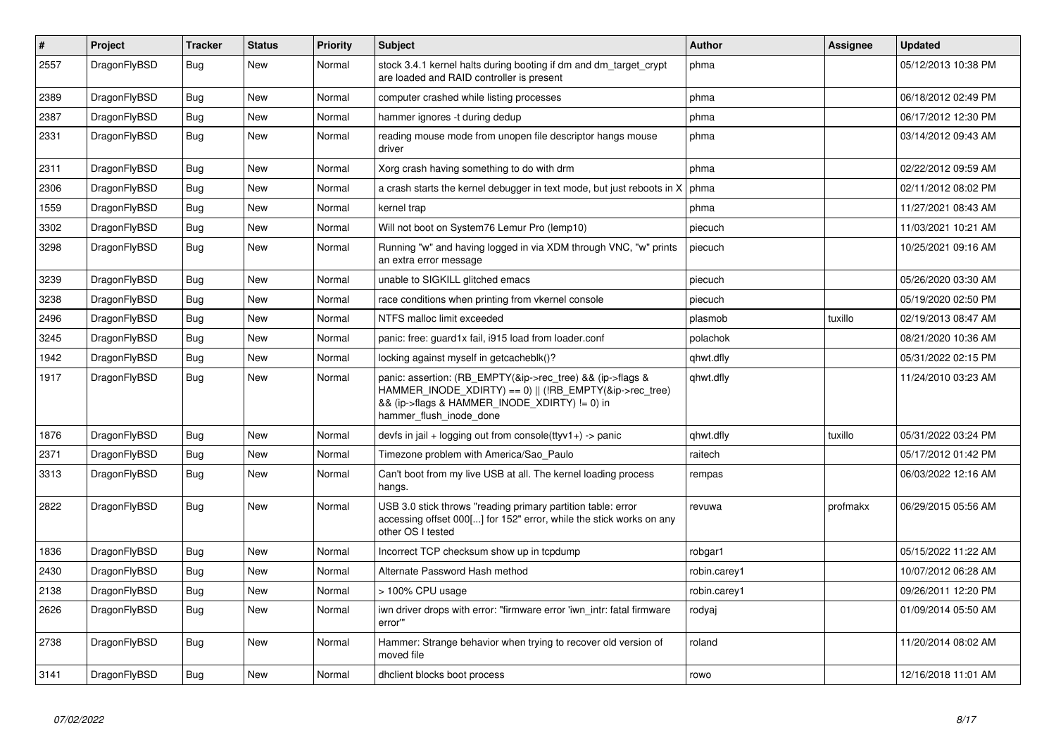| # | Project | Tracker | Status | Priority | Subject | Author | Assignee | Updated |
|---|---|---|---|---|---|---|---|---|
| 2557 | DragonFlyBSD | Bug | New | Normal | stock 3.4.1 kernel halts during booting if dm and dm_target_crypt are loaded and RAID controller is present | phma | | 05/12/2013 10:38 PM |
| 2389 | DragonFlyBSD | Bug | New | Normal | computer crashed while listing processes | phma | | 06/18/2012 02:49 PM |
| 2387 | DragonFlyBSD | Bug | New | Normal | hammer ignores -t during dedup | phma | | 06/17/2012 12:30 PM |
| 2331 | DragonFlyBSD | Bug | New | Normal | reading mouse mode from unopen file descriptor hangs mouse driver | phma | | 03/14/2012 09:43 AM |
| 2311 | DragonFlyBSD | Bug | New | Normal | Xorg crash having something to do with drm | phma | | 02/22/2012 09:59 AM |
| 2306 | DragonFlyBSD | Bug | New | Normal | a crash starts the kernel debugger in text mode, but just reboots in X | phma | | 02/11/2012 08:02 PM |
| 1559 | DragonFlyBSD | Bug | New | Normal | kernel trap | phma | | 11/27/2021 08:43 AM |
| 3302 | DragonFlyBSD | Bug | New | Normal | Will not boot on System76 Lemur Pro (lemp10) | piecuch | | 11/03/2021 10:21 AM |
| 3298 | DragonFlyBSD | Bug | New | Normal | Running "w" and having logged in via XDM through VNC, "w" prints an extra error message | piecuch | | 10/25/2021 09:16 AM |
| 3239 | DragonFlyBSD | Bug | New | Normal | unable to SIGKILL glitched emacs | piecuch | | 05/26/2020 03:30 AM |
| 3238 | DragonFlyBSD | Bug | New | Normal | race conditions when printing from vkernel console | piecuch | | 05/19/2020 02:50 PM |
| 2496 | DragonFlyBSD | Bug | New | Normal | NTFS malloc limit exceeded | plasmob | tuxillo | 02/19/2013 08:47 AM |
| 3245 | DragonFlyBSD | Bug | New | Normal | panic: free: guard1x fail, i915 load from loader.conf | polachok | | 08/21/2020 10:36 AM |
| 1942 | DragonFlyBSD | Bug | New | Normal | locking against myself in getcacheblk()? | qhwt.dfly | | 05/31/2022 02:15 PM |
| 1917 | DragonFlyBSD | Bug | New | Normal | panic: assertion: (RB_EMPTY(&ip->rec_tree) && (ip->flags & HAMMER_INODE_XDIRTY) == 0) \|\| (!RB_EMPTY(&ip->rec_tree) && (ip->flags & HAMMER_INODE_XDIRTY) != 0) in hammer_flush_inode_done | qhwt.dfly | | 11/24/2010 03:23 AM |
| 1876 | DragonFlyBSD | Bug | New | Normal | devfs in jail + logging out from console(ttyv1+) -> panic | qhwt.dfly | tuxillo | 05/31/2022 03:24 PM |
| 2371 | DragonFlyBSD | Bug | New | Normal | Timezone problem with America/Sao_Paulo | raitech | | 05/17/2012 01:42 PM |
| 3313 | DragonFlyBSD | Bug | New | Normal | Can't boot from my live USB at all. The kernel loading process hangs. | rempas | | 06/03/2022 12:16 AM |
| 2822 | DragonFlyBSD | Bug | New | Normal | USB 3.0 stick throws "reading primary partition table: error accessing offset 000[...] for 152" error, while the stick works on any other OS I tested | revuwa | profmakx | 06/29/2015 05:56 AM |
| 1836 | DragonFlyBSD | Bug | New | Normal | Incorrect TCP checksum show up in tcpdump | robgar1 | | 05/15/2022 11:22 AM |
| 2430 | DragonFlyBSD | Bug | New | Normal | Alternate Password Hash method | robin.carey1 | | 10/07/2012 06:28 AM |
| 2138 | DragonFlyBSD | Bug | New | Normal | > 100% CPU usage | robin.carey1 | | 09/26/2011 12:20 PM |
| 2626 | DragonFlyBSD | Bug | New | Normal | iwn driver drops with error: "firmware error 'iwn_intr: fatal firmware error'" | rodyaj | | 01/09/2014 05:50 AM |
| 2738 | DragonFlyBSD | Bug | New | Normal | Hammer: Strange behavior when trying to recover old version of moved file | roland | | 11/20/2014 08:02 AM |
| 3141 | DragonFlyBSD | Bug | New | Normal | dhclient blocks boot process | rowo | | 12/16/2018 11:01 AM |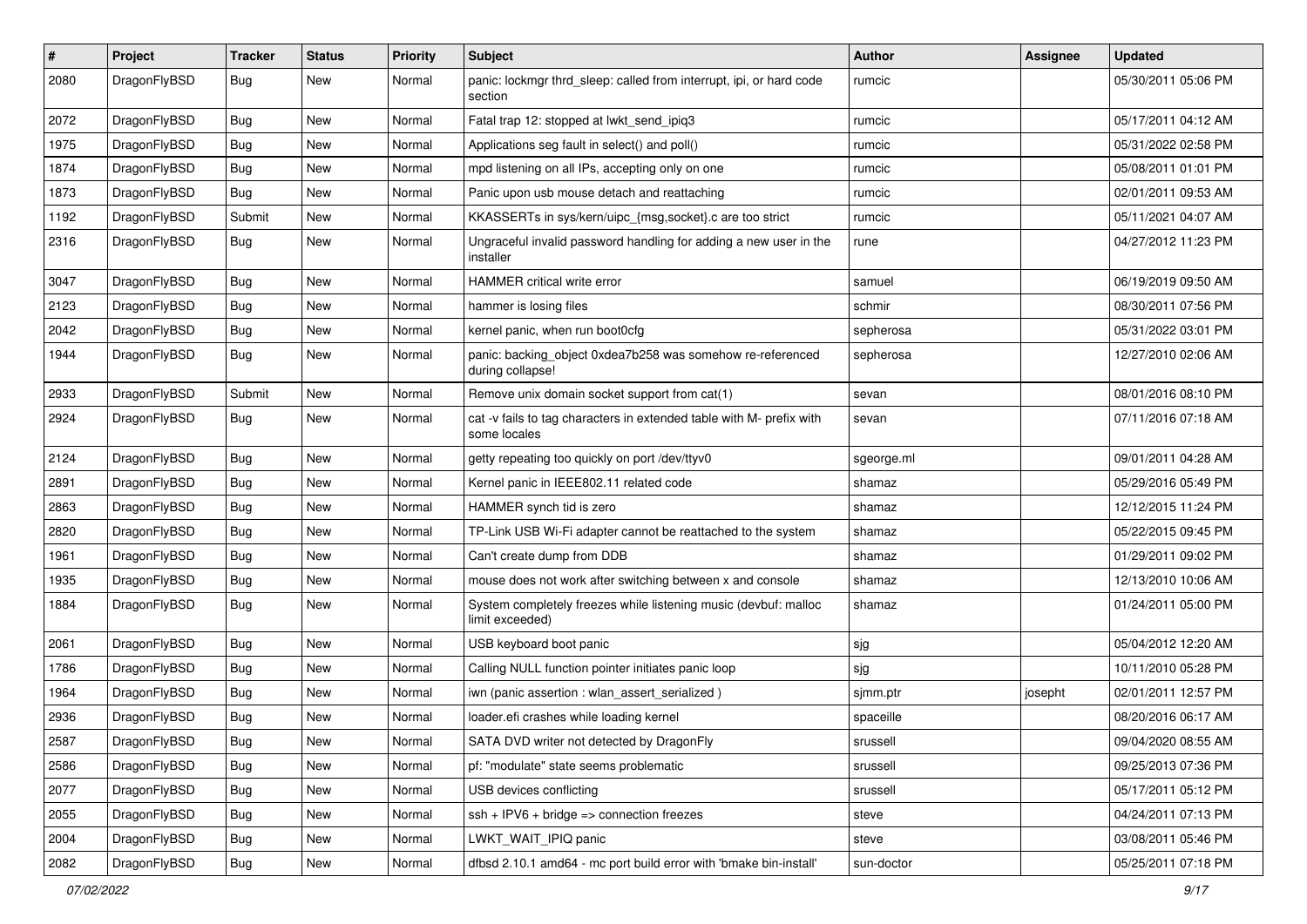| # | Project | Tracker | Status | Priority | Subject | Author | Assignee | Updated |
|---|---|---|---|---|---|---|---|---|
| 2080 | DragonFlyBSD | Bug | New | Normal | panic: lockmgr thrd_sleep: called from interrupt, ipi, or hard code section | rumcic | | 05/30/2011 05:06 PM |
| 2072 | DragonFlyBSD | Bug | New | Normal | Fatal trap 12: stopped at lwkt_send_ipiq3 | rumcic | | 05/17/2011 04:12 AM |
| 1975 | DragonFlyBSD | Bug | New | Normal | Applications seg fault in select() and poll() | rumcic | | 05/31/2022 02:58 PM |
| 1874 | DragonFlyBSD | Bug | New | Normal | mpd listening on all IPs, accepting only on one | rumcic | | 05/08/2011 01:01 PM |
| 1873 | DragonFlyBSD | Bug | New | Normal | Panic upon usb mouse detach and reattaching | rumcic | | 02/01/2011 09:53 AM |
| 1192 | DragonFlyBSD | Submit | New | Normal | KKASSERTs in sys/kern/uipc_{msg,socket}.c are too strict | rumcic | | 05/11/2021 04:07 AM |
| 2316 | DragonFlyBSD | Bug | New | Normal | Ungraceful invalid password handling for adding a new user in the installer | rune | | 04/27/2012 11:23 PM |
| 3047 | DragonFlyBSD | Bug | New | Normal | HAMMER critical write error | samuel | | 06/19/2019 09:50 AM |
| 2123 | DragonFlyBSD | Bug | New | Normal | hammer is losing files | schmir | | 08/30/2011 07:56 PM |
| 2042 | DragonFlyBSD | Bug | New | Normal | kernel panic, when run boot0cfg | sepherosa | | 05/31/2022 03:01 PM |
| 1944 | DragonFlyBSD | Bug | New | Normal | panic: backing_object 0xdea7b258 was somehow re-referenced during collapse! | sepherosa | | 12/27/2010 02:06 AM |
| 2933 | DragonFlyBSD | Submit | New | Normal | Remove unix domain socket support from cat(1) | sevan | | 08/01/2016 08:10 PM |
| 2924 | DragonFlyBSD | Bug | New | Normal | cat -v fails to tag characters in extended table with M- prefix with some locales | sevan | | 07/11/2016 07:18 AM |
| 2124 | DragonFlyBSD | Bug | New | Normal | getty repeating too quickly on port /dev/ttyv0 | sgeorge.ml | | 09/01/2011 04:28 AM |
| 2891 | DragonFlyBSD | Bug | New | Normal | Kernel panic in IEEE802.11 related code | shamaz | | 05/29/2016 05:49 PM |
| 2863 | DragonFlyBSD | Bug | New | Normal | HAMMER synch tid is zero | shamaz | | 12/12/2015 11:24 PM |
| 2820 | DragonFlyBSD | Bug | New | Normal | TP-Link USB Wi-Fi adapter cannot be reattached to the system | shamaz | | 05/22/2015 09:45 PM |
| 1961 | DragonFlyBSD | Bug | New | Normal | Can't create dump from DDB | shamaz | | 01/29/2011 09:02 PM |
| 1935 | DragonFlyBSD | Bug | New | Normal | mouse does not work after switching between x and console | shamaz | | 12/13/2010 10:06 AM |
| 1884 | DragonFlyBSD | Bug | New | Normal | System completely freezes while listening music (devbuf: malloc limit exceeded) | shamaz | | 01/24/2011 05:00 PM |
| 2061 | DragonFlyBSD | Bug | New | Normal | USB keyboard boot panic | sjg | | 05/04/2012 12:20 AM |
| 1786 | DragonFlyBSD | Bug | New | Normal | Calling NULL function pointer initiates panic loop | sjg | | 10/11/2010 05:28 PM |
| 1964 | DragonFlyBSD | Bug | New | Normal | iwn (panic assertion : wlan_assert_serialized ) | sjmm.ptr | josepht | 02/01/2011 12:57 PM |
| 2936 | DragonFlyBSD | Bug | New | Normal | loader.efi crashes while loading kernel | spaceille | | 08/20/2016 06:17 AM |
| 2587 | DragonFlyBSD | Bug | New | Normal | SATA DVD writer not detected by DragonFly | srussell | | 09/04/2020 08:55 AM |
| 2586 | DragonFlyBSD | Bug | New | Normal | pf: "modulate" state seems problematic | srussell | | 09/25/2013 07:36 PM |
| 2077 | DragonFlyBSD | Bug | New | Normal | USB devices conflicting | srussell | | 05/17/2011 05:12 PM |
| 2055 | DragonFlyBSD | Bug | New | Normal | ssh + IPV6 + bridge => connection freezes | steve | | 04/24/2011 07:13 PM |
| 2004 | DragonFlyBSD | Bug | New | Normal | LWKT_WAIT_IPIQ panic | steve | | 03/08/2011 05:46 PM |
| 2082 | DragonFlyBSD | Bug | New | Normal | dfbsd 2.10.1 amd64 - mc port build error with 'bmake bin-install' | sun-doctor | | 05/25/2011 07:18 PM |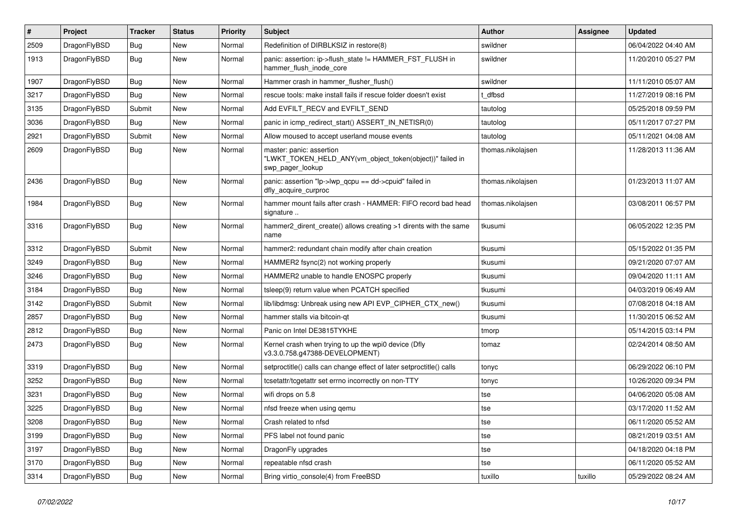| # | Project | Tracker | Status | Priority | Subject | Author | Assignee | Updated |
|---|---|---|---|---|---|---|---|---|
| 2509 | DragonFlyBSD | Bug | New | Normal | Redefinition of DIRBLKSIZ in restore(8) | swildner | | 06/04/2022 04:40 AM |
| 1913 | DragonFlyBSD | Bug | New | Normal | panic: assertion: ip->flush_state != HAMMER_FST_FLUSH in hammer_flush_inode_core | swildner | | 11/20/2010 05:27 PM |
| 1907 | DragonFlyBSD | Bug | New | Normal | Hammer crash in hammer_flusher_flush() | swildner | | 11/11/2010 05:07 AM |
| 3217 | DragonFlyBSD | Bug | New | Normal | rescue tools: make install fails if rescue folder doesn't exist | t_dfbsd | | 11/27/2019 08:16 PM |
| 3135 | DragonFlyBSD | Submit | New | Normal | Add EVFILT_RECV and EVFILT_SEND | tautolog | | 05/25/2018 09:59 PM |
| 3036 | DragonFlyBSD | Bug | New | Normal | panic in icmp_redirect_start() ASSERT_IN_NETISR(0) | tautolog | | 05/11/2017 07:27 PM |
| 2921 | DragonFlyBSD | Submit | New | Normal | Allow moused to accept userland mouse events | tautolog | | 05/11/2021 04:08 AM |
| 2609 | DragonFlyBSD | Bug | New | Normal | master: panic: assertion "LWKT_TOKEN_HELD_ANY(vm_object_token(object))" failed in swp_pager_lookup | thomas.nikolajsen | | 11/28/2013 11:36 AM |
| 2436 | DragonFlyBSD | Bug | New | Normal | panic: assertion "lp->lwp_qcpu == dd->cpuid" failed in dfly_acquire_curproc | thomas.nikolajsen | | 01/23/2013 11:07 AM |
| 1984 | DragonFlyBSD | Bug | New | Normal | hammer mount fails after crash - HAMMER: FIFO record bad head signature .. | thomas.nikolajsen | | 03/08/2011 06:57 PM |
| 3316 | DragonFlyBSD | Bug | New | Normal | hammer2_dirent_create() allows creating >1 dirents with the same name | tkusumi | | 06/05/2022 12:35 PM |
| 3312 | DragonFlyBSD | Submit | New | Normal | hammer2: redundant chain modify after chain creation | tkusumi | | 05/15/2022 01:35 PM |
| 3249 | DragonFlyBSD | Bug | New | Normal | HAMMER2 fsync(2) not working properly | tkusumi | | 09/21/2020 07:07 AM |
| 3246 | DragonFlyBSD | Bug | New | Normal | HAMMER2 unable to handle ENOSPC properly | tkusumi | | 09/04/2020 11:11 AM |
| 3184 | DragonFlyBSD | Bug | New | Normal | tsleep(9) return value when PCATCH specified | tkusumi | | 04/03/2019 06:49 AM |
| 3142 | DragonFlyBSD | Submit | New | Normal | lib/libdmsg: Unbreak using new API EVP_CIPHER_CTX_new() | tkusumi | | 07/08/2018 04:18 AM |
| 2857 | DragonFlyBSD | Bug | New | Normal | hammer stalls via bitcoin-qt | tkusumi | | 11/30/2015 06:52 AM |
| 2812 | DragonFlyBSD | Bug | New | Normal | Panic on Intel DE3815TYKHE | tmorp | | 05/14/2015 03:14 PM |
| 2473 | DragonFlyBSD | Bug | New | Normal | Kernel crash when trying to up the wpi0 device (Dfly v3.3.0.758.g47388-DEVELOPMENT) | tomaz | | 02/24/2014 08:50 AM |
| 3319 | DragonFlyBSD | Bug | New | Normal | setproctitle() calls can change effect of later setproctitle() calls | tonyc | | 06/29/2022 06:10 PM |
| 3252 | DragonFlyBSD | Bug | New | Normal | tcsetattr/tcgetattr set errno incorrectly on non-TTY | tonyc | | 10/26/2020 09:34 PM |
| 3231 | DragonFlyBSD | Bug | New | Normal | wifi drops on 5.8 | tse | | 04/06/2020 05:08 AM |
| 3225 | DragonFlyBSD | Bug | New | Normal | nfsd freeze when using qemu | tse | | 03/17/2020 11:52 AM |
| 3208 | DragonFlyBSD | Bug | New | Normal | Crash related to nfsd | tse | | 06/11/2020 05:52 AM |
| 3199 | DragonFlyBSD | Bug | New | Normal | PFS label not found panic | tse | | 08/21/2019 03:51 AM |
| 3197 | DragonFlyBSD | Bug | New | Normal | DragonFly upgrades | tse | | 04/18/2020 04:18 PM |
| 3170 | DragonFlyBSD | Bug | New | Normal | repeatable nfsd crash | tse | | 06/11/2020 05:52 AM |
| 3314 | DragonFlyBSD | Bug | New | Normal | Bring virtio_console(4) from FreeBSD | tuxillo | tuxillo | 05/29/2022 08:24 AM |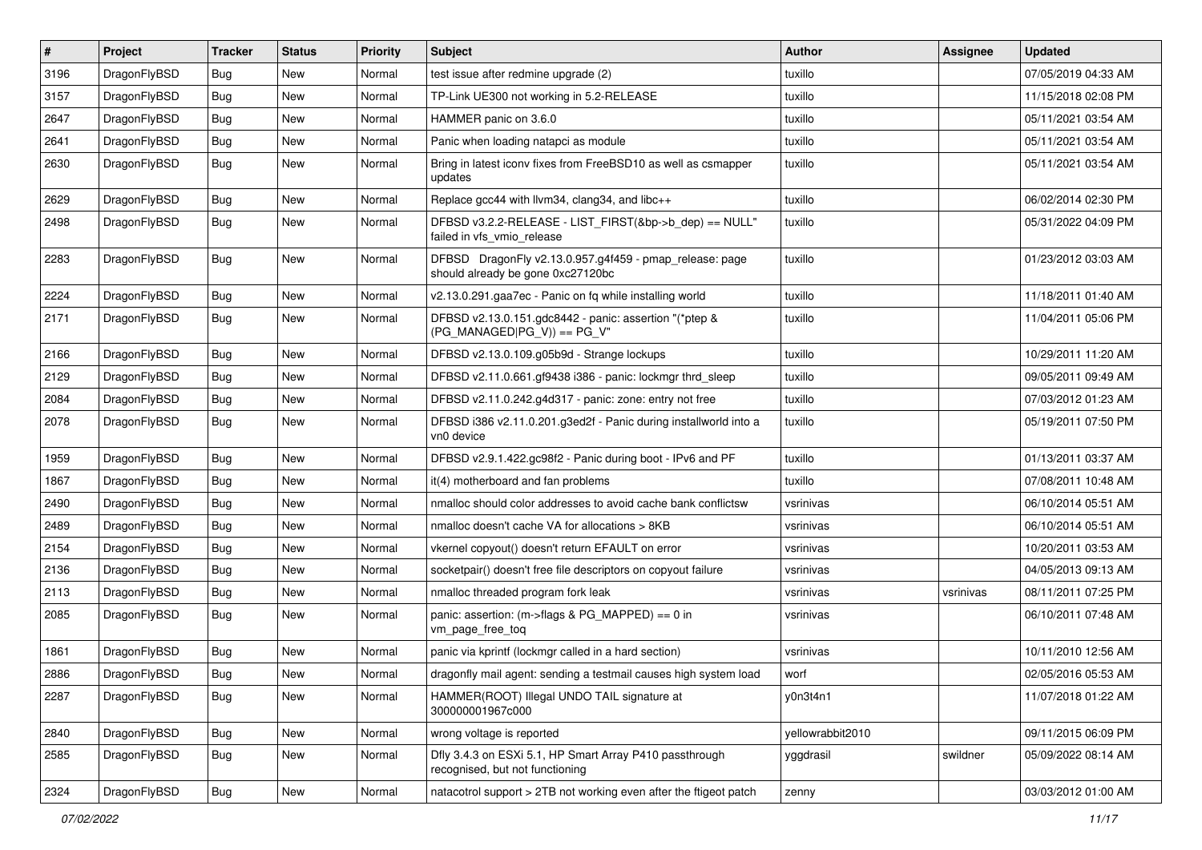| # | Project | Tracker | Status | Priority | Subject | Author | Assignee | Updated |
|---|---|---|---|---|---|---|---|---|
| 3196 | DragonFlyBSD | Bug | New | Normal | test issue after redmine upgrade (2) | tuxillo | | 07/05/2019 04:33 AM |
| 3157 | DragonFlyBSD | Bug | New | Normal | TP-Link UE300 not working in 5.2-RELEASE | tuxillo | | 11/15/2018 02:08 PM |
| 2647 | DragonFlyBSD | Bug | New | Normal | HAMMER panic on 3.6.0 | tuxillo | | 05/11/2021 03:54 AM |
| 2641 | DragonFlyBSD | Bug | New | Normal | Panic when loading natapci as module | tuxillo | | 05/11/2021 03:54 AM |
| 2630 | DragonFlyBSD | Bug | New | Normal | Bring in latest iconv fixes from FreeBSD10 as well as csmapper updates | tuxillo | | 05/11/2021 03:54 AM |
| 2629 | DragonFlyBSD | Bug | New | Normal | Replace gcc44 with llvm34, clang34, and libc++ | tuxillo | | 06/02/2014 02:30 PM |
| 2498 | DragonFlyBSD | Bug | New | Normal | DFBSD v3.2.2-RELEASE - LIST_FIRST(&bp->b_dep) == NULL" failed in vfs_vmio_release | tuxillo | | 05/31/2022 04:09 PM |
| 2283 | DragonFlyBSD | Bug | New | Normal | DFBSD DragonFly v2.13.0.957.g4f459 - pmap_release: page should already be gone 0xc27120bc | tuxillo | | 01/23/2012 03:03 AM |
| 2224 | DragonFlyBSD | Bug | New | Normal | v2.13.0.291.gaa7ec - Panic on fq while installing world | tuxillo | | 11/18/2011 01:40 AM |
| 2171 | DragonFlyBSD | Bug | New | Normal | DFBSD v2.13.0.151.gdc8442 - panic: assertion "(*ptep & (PG_MANAGED\|PG_V)) == PG_V" | tuxillo | | 11/04/2011 05:06 PM |
| 2166 | DragonFlyBSD | Bug | New | Normal | DFBSD v2.13.0.109.g05b9d - Strange lockups | tuxillo | | 10/29/2011 11:20 AM |
| 2129 | DragonFlyBSD | Bug | New | Normal | DFBSD v2.11.0.661.gf9438 i386 - panic: lockmgr thrd_sleep | tuxillo | | 09/05/2011 09:49 AM |
| 2084 | DragonFlyBSD | Bug | New | Normal | DFBSD v2.11.0.242.g4d317 - panic: zone: entry not free | tuxillo | | 07/03/2012 01:23 AM |
| 2078 | DragonFlyBSD | Bug | New | Normal | DFBSD i386 v2.11.0.201.g3ed2f - Panic during installworld into a vn0 device | tuxillo | | 05/19/2011 07:50 PM |
| 1959 | DragonFlyBSD | Bug | New | Normal | DFBSD v2.9.1.422.gc98f2 - Panic during boot - IPv6 and PF | tuxillo | | 01/13/2011 03:37 AM |
| 1867 | DragonFlyBSD | Bug | New | Normal | it(4) motherboard and fan problems | tuxillo | | 07/08/2011 10:48 AM |
| 2490 | DragonFlyBSD | Bug | New | Normal | nmalloc should color addresses to avoid cache bank conflictsw | vsrinivas | | 06/10/2014 05:51 AM |
| 2489 | DragonFlyBSD | Bug | New | Normal | nmalloc doesn't cache VA for allocations > 8KB | vsrinivas | | 06/10/2014 05:51 AM |
| 2154 | DragonFlyBSD | Bug | New | Normal | vkernel copyout() doesn't return EFAULT on error | vsrinivas | | 10/20/2011 03:53 AM |
| 2136 | DragonFlyBSD | Bug | New | Normal | socketpair() doesn't free file descriptors on copyout failure | vsrinivas | | 04/05/2013 09:13 AM |
| 2113 | DragonFlyBSD | Bug | New | Normal | nmalloc threaded program fork leak | vsrinivas | vsrinivas | 08/11/2011 07:25 PM |
| 2085 | DragonFlyBSD | Bug | New | Normal | panic: assertion: (m->flags & PG_MAPPED) == 0 in vm_page_free_toq | vsrinivas | | 06/10/2011 07:48 AM |
| 1861 | DragonFlyBSD | Bug | New | Normal | panic via kprintf (lockmgr called in a hard section) | vsrinivas | | 10/11/2010 12:56 AM |
| 2886 | DragonFlyBSD | Bug | New | Normal | dragonfly mail agent: sending a testmail causes high system load | worf | | 02/05/2016 05:53 AM |
| 2287 | DragonFlyBSD | Bug | New | Normal | HAMMER(ROOT) Illegal UNDO TAIL signature at 300000001967c000 | y0n3t4n1 | | 11/07/2018 01:22 AM |
| 2840 | DragonFlyBSD | Bug | New | Normal | wrong voltage is reported | yellowrabbit2010 | | 09/11/2015 06:09 PM |
| 2585 | DragonFlyBSD | Bug | New | Normal | Dfly 3.4.3 on ESXi 5.1, HP Smart Array P410 passthrough recognised, but not functioning | yggdrasil | swildner | 05/09/2022 08:14 AM |
| 2324 | DragonFlyBSD | Bug | New | Normal | natacotrol support > 2TB not working even after the ftigeot patch | zenny | | 03/03/2012 01:00 AM |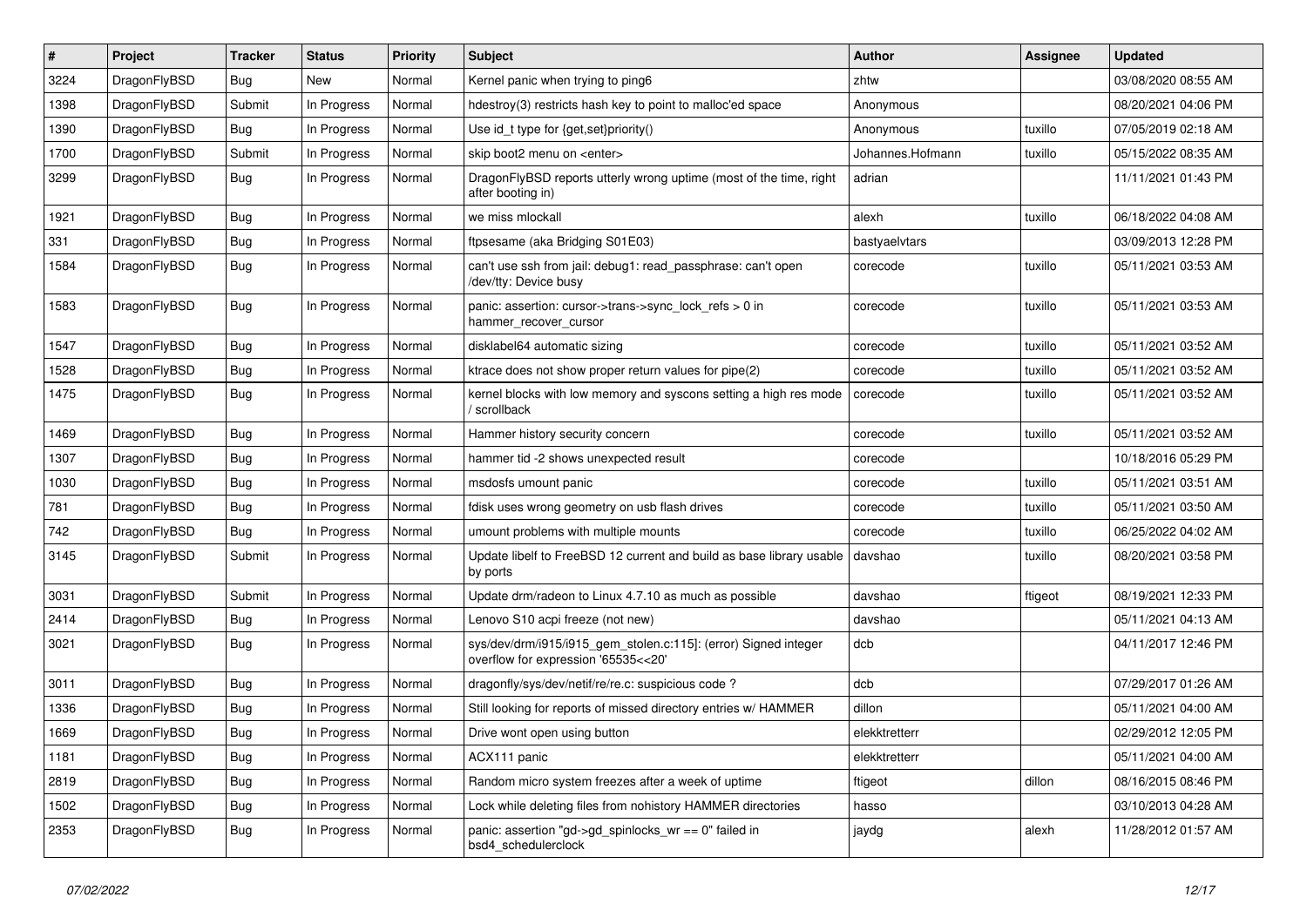| # | Project | Tracker | Status | Priority | Subject | Author | Assignee | Updated |
|---|---|---|---|---|---|---|---|---|
| 3224 | DragonFlyBSD | Bug | New | Normal | Kernel panic when trying to ping6 | zhtw | | 03/08/2020 08:55 AM |
| 1398 | DragonFlyBSD | Submit | In Progress | Normal | hdestroy(3) restricts hash key to point to malloc'ed space | Anonymous | | 08/20/2021 04:06 PM |
| 1390 | DragonFlyBSD | Bug | In Progress | Normal | Use id_t type for {get,set}priority() | Anonymous | tuxillo | 07/05/2019 02:18 AM |
| 1700 | DragonFlyBSD | Submit | In Progress | Normal | skip boot2 menu on <enter> | Johannes.Hofmann | tuxillo | 05/15/2022 08:35 AM |
| 3299 | DragonFlyBSD | Bug | In Progress | Normal | DragonFlyBSD reports utterly wrong uptime (most of the time, right after booting in) | adrian | | 11/11/2021 01:43 PM |
| 1921 | DragonFlyBSD | Bug | In Progress | Normal | we miss mlockall | alexh | tuxillo | 06/18/2022 04:08 AM |
| 331 | DragonFlyBSD | Bug | In Progress | Normal | ftpsesame (aka Bridging S01E03) | bastyaelvtars | | 03/09/2013 12:28 PM |
| 1584 | DragonFlyBSD | Bug | In Progress | Normal | can't use ssh from jail: debug1: read_passphrase: can't open /dev/tty: Device busy | corecode | tuxillo | 05/11/2021 03:53 AM |
| 1583 | DragonFlyBSD | Bug | In Progress | Normal | panic: assertion: cursor->trans->sync_lock_refs > 0 in hammer_recover_cursor | corecode | tuxillo | 05/11/2021 03:53 AM |
| 1547 | DragonFlyBSD | Bug | In Progress | Normal | disklabel64 automatic sizing | corecode | tuxillo | 05/11/2021 03:52 AM |
| 1528 | DragonFlyBSD | Bug | In Progress | Normal | ktrace does not show proper return values for pipe(2) | corecode | tuxillo | 05/11/2021 03:52 AM |
| 1475 | DragonFlyBSD | Bug | In Progress | Normal | kernel blocks with low memory and syscons setting a high res mode / scrollback | corecode | tuxillo | 05/11/2021 03:52 AM |
| 1469 | DragonFlyBSD | Bug | In Progress | Normal | Hammer history security concern | corecode | tuxillo | 05/11/2021 03:52 AM |
| 1307 | DragonFlyBSD | Bug | In Progress | Normal | hammer tid -2 shows unexpected result | corecode | | 10/18/2016 05:29 PM |
| 1030 | DragonFlyBSD | Bug | In Progress | Normal | msdosfs umount panic | corecode | tuxillo | 05/11/2021 03:51 AM |
| 781 | DragonFlyBSD | Bug | In Progress | Normal | fdisk uses wrong geometry on usb flash drives | corecode | tuxillo | 05/11/2021 03:50 AM |
| 742 | DragonFlyBSD | Bug | In Progress | Normal | umount problems with multiple mounts | corecode | tuxillo | 06/25/2022 04:02 AM |
| 3145 | DragonFlyBSD | Submit | In Progress | Normal | Update libelf to FreeBSD 12 current and build as base library usable by ports | davshao | tuxillo | 08/20/2021 03:58 PM |
| 3031 | DragonFlyBSD | Submit | In Progress | Normal | Update drm/radeon to Linux 4.7.10 as much as possible | davshao | ftigeot | 08/19/2021 12:33 PM |
| 2414 | DragonFlyBSD | Bug | In Progress | Normal | Lenovo S10 acpi freeze (not new) | davshao | | 05/11/2021 04:13 AM |
| 3021 | DragonFlyBSD | Bug | In Progress | Normal | sys/dev/drm/i915/i915_gem_stolen.c:115]: (error) Signed integer overflow for expression '65535<<20' | dcb | | 04/11/2017 12:46 PM |
| 3011 | DragonFlyBSD | Bug | In Progress | Normal | dragonfly/sys/dev/netif/re/re.c: suspicious code ? | dcb | | 07/29/2017 01:26 AM |
| 1336 | DragonFlyBSD | Bug | In Progress | Normal | Still looking for reports of missed directory entries w/ HAMMER | dillon | | 05/11/2021 04:00 AM |
| 1669 | DragonFlyBSD | Bug | In Progress | Normal | Drive wont open using button | elekktretterr | | 02/29/2012 12:05 PM |
| 1181 | DragonFlyBSD | Bug | In Progress | Normal | ACX111 panic | elekktretterr | | 05/11/2021 04:00 AM |
| 2819 | DragonFlyBSD | Bug | In Progress | Normal | Random micro system freezes after a week of uptime | ftigeot | dillon | 08/16/2015 08:46 PM |
| 1502 | DragonFlyBSD | Bug | In Progress | Normal | Lock while deleting files from nohistory HAMMER directories | hasso | | 03/10/2013 04:28 AM |
| 2353 | DragonFlyBSD | Bug | In Progress | Normal | panic: assertion "gd->gd_spinlocks_wr == 0" failed in bsd4_schedulerclock | jaydg | alexh | 11/28/2012 01:57 AM |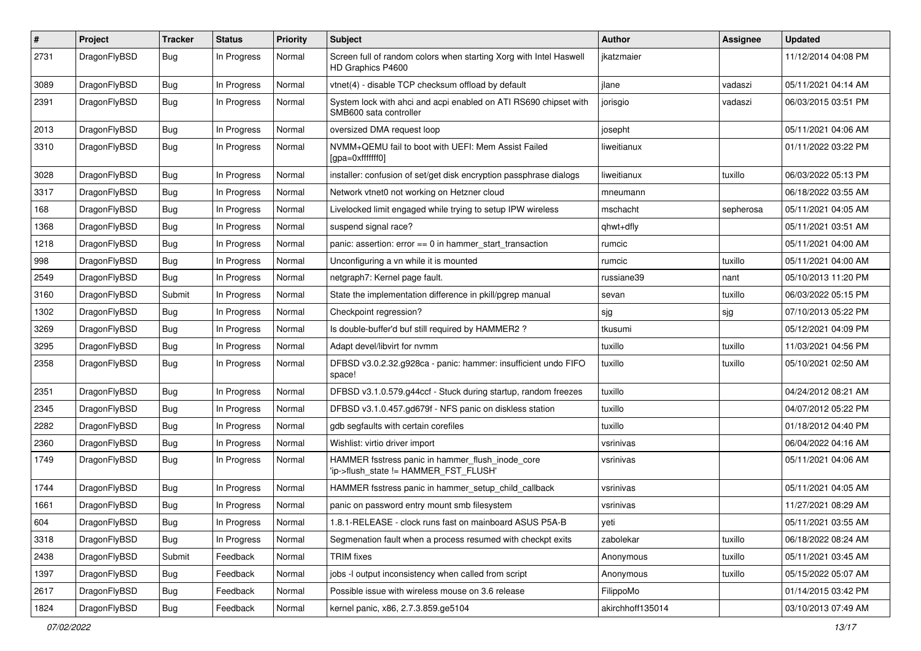| # | Project | Tracker | Status | Priority | Subject | Author | Assignee | Updated |
|---|---|---|---|---|---|---|---|---|
| 2731 | DragonFlyBSD | Bug | In Progress | Normal | Screen full of random colors when starting Xorg with Intel Haswell HD Graphics P4600 | jkatzmaier | | 11/12/2014 04:08 PM |
| 3089 | DragonFlyBSD | Bug | In Progress | Normal | vtnet(4) - disable TCP checksum offload by default | jlane | vadaszi | 05/11/2021 04:14 AM |
| 2391 | DragonFlyBSD | Bug | In Progress | Normal | System lock with ahci and acpi enabled on ATI RS690 chipset with SMB600 sata controller | jorisgio | vadaszi | 06/03/2015 03:51 PM |
| 2013 | DragonFlyBSD | Bug | In Progress | Normal | oversized DMA request loop | josepht | | 05/11/2021 04:06 AM |
| 3310 | DragonFlyBSD | Bug | In Progress | Normal | NVMM+QEMU fail to boot with UEFI: Mem Assist Failed [gpa=0xfffffff0] | liweitianux | | 01/11/2022 03:22 PM |
| 3028 | DragonFlyBSD | Bug | In Progress | Normal | installer: confusion of set/get disk encryption passphrase dialogs | liweitianux | tuxillo | 06/03/2022 05:13 PM |
| 3317 | DragonFlyBSD | Bug | In Progress | Normal | Network vtnet0 not working on Hetzner cloud | mneumann | | 06/18/2022 03:55 AM |
| 168 | DragonFlyBSD | Bug | In Progress | Normal | Livelocked limit engaged while trying to setup IPW wireless | mschacht | sepherosa | 05/11/2021 04:05 AM |
| 1368 | DragonFlyBSD | Bug | In Progress | Normal | suspend signal race? | qhwt+dfly | | 05/11/2021 03:51 AM |
| 1218 | DragonFlyBSD | Bug | In Progress | Normal | panic: assertion: error == 0 in hammer_start_transaction | rumcic | | 05/11/2021 04:00 AM |
| 998 | DragonFlyBSD | Bug | In Progress | Normal | Unconfiguring a vn while it is mounted | rumcic | tuxillo | 05/11/2021 04:00 AM |
| 2549 | DragonFlyBSD | Bug | In Progress | Normal | netgraph7: Kernel page fault. | russiane39 | nant | 05/10/2013 11:20 PM |
| 3160 | DragonFlyBSD | Submit | In Progress | Normal | State the implementation difference in pkill/pgrep manual | sevan | tuxillo | 06/03/2022 05:15 PM |
| 1302 | DragonFlyBSD | Bug | In Progress | Normal | Checkpoint regression? | sjg | sjg | 07/10/2013 05:22 PM |
| 3269 | DragonFlyBSD | Bug | In Progress | Normal | Is double-buffer'd buf still required by HAMMER2 ? | tkusumi | | 05/12/2021 04:09 PM |
| 3295 | DragonFlyBSD | Bug | In Progress | Normal | Adapt devel/libvirt for nvmm | tuxillo | tuxillo | 11/03/2021 04:56 PM |
| 2358 | DragonFlyBSD | Bug | In Progress | Normal | DFBSD v3.0.2.32.g928ca - panic: hammer: insufficient undo FIFO space! | tuxillo | tuxillo | 05/10/2021 02:50 AM |
| 2351 | DragonFlyBSD | Bug | In Progress | Normal | DFBSD v3.1.0.579.g44ccf - Stuck during startup, random freezes | tuxillo | | 04/24/2012 08:21 AM |
| 2345 | DragonFlyBSD | Bug | In Progress | Normal | DFBSD v3.1.0.457.gd679f - NFS panic on diskless station | tuxillo | | 04/07/2012 05:22 PM |
| 2282 | DragonFlyBSD | Bug | In Progress | Normal | gdb segfaults with certain corefiles | tuxillo | | 01/18/2012 04:40 PM |
| 2360 | DragonFlyBSD | Bug | In Progress | Normal | Wishlist: virtio driver import | vsrinivas | | 06/04/2022 04:16 AM |
| 1749 | DragonFlyBSD | Bug | In Progress | Normal | HAMMER fsstress panic in hammer_flush_inode_core 'ip->flush_state != HAMMER_FST_FLUSH' | vsrinivas | | 05/11/2021 04:06 AM |
| 1744 | DragonFlyBSD | Bug | In Progress | Normal | HAMMER fsstress panic in hammer_setup_child_callback | vsrinivas | | 05/11/2021 04:05 AM |
| 1661 | DragonFlyBSD | Bug | In Progress | Normal | panic on password entry mount smb filesystem | vsrinivas | | 11/27/2021 08:29 AM |
| 604 | DragonFlyBSD | Bug | In Progress | Normal | 1.8.1-RELEASE - clock runs fast on mainboard ASUS P5A-B | yeti | | 05/11/2021 03:55 AM |
| 3318 | DragonFlyBSD | Bug | In Progress | Normal | Segmenation fault when a process resumed with checkpt exits | zabolekar | tuxillo | 06/18/2022 08:24 AM |
| 2438 | DragonFlyBSD | Submit | Feedback | Normal | TRIM fixes | Anonymous | tuxillo | 05/11/2021 03:45 AM |
| 1397 | DragonFlyBSD | Bug | Feedback | Normal | jobs -l output inconsistency when called from script | Anonymous | tuxillo | 05/15/2022 05:07 AM |
| 2617 | DragonFlyBSD | Bug | Feedback | Normal | Possible issue with wireless mouse on 3.6 release | FilippoMo | | 01/14/2015 03:42 PM |
| 1824 | DragonFlyBSD | Bug | Feedback | Normal | kernel panic, x86, 2.7.3.859.ge5104 | akirchhoff135014 | | 03/10/2013 07:49 AM |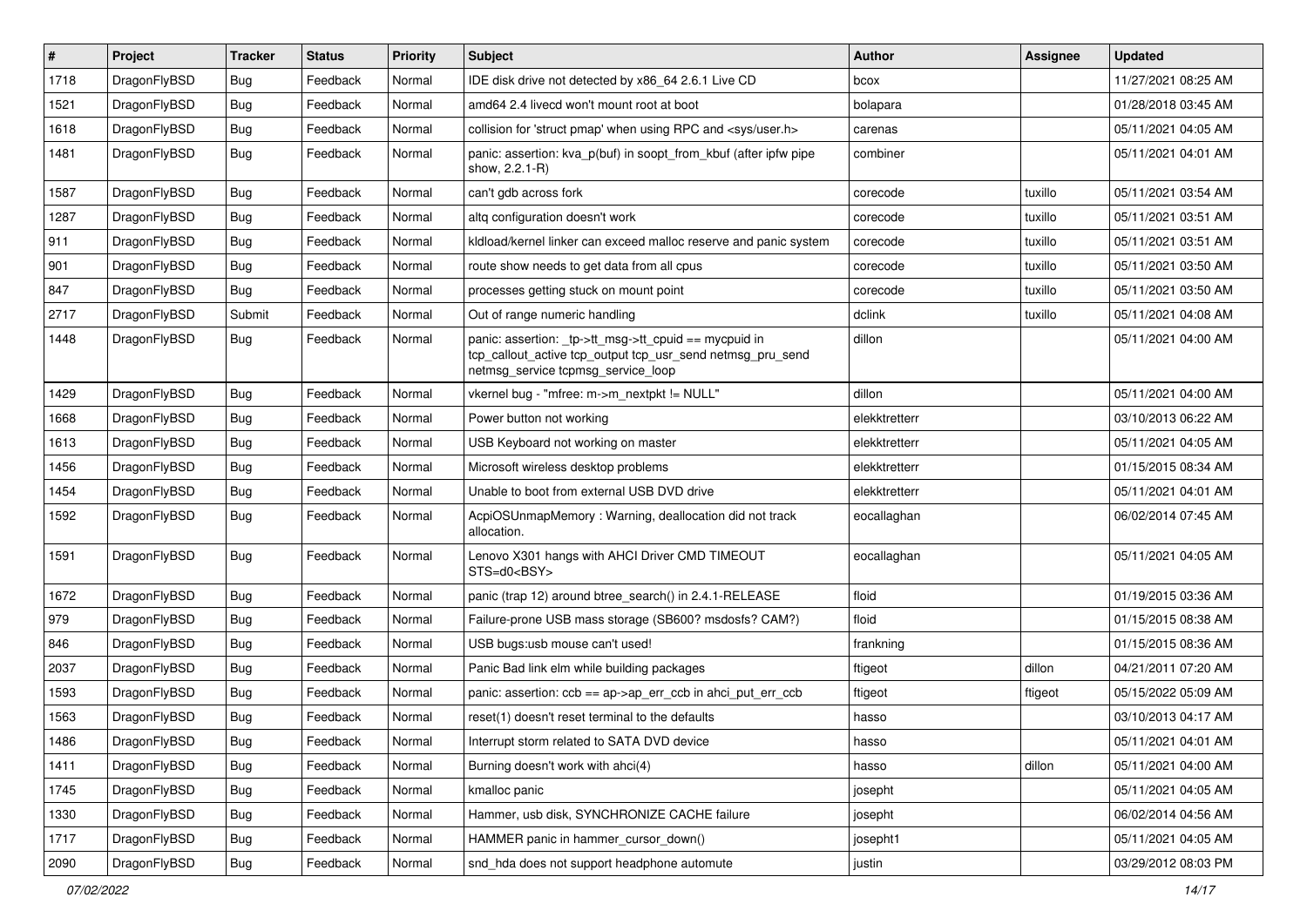| # | Project | Tracker | Status | Priority | Subject | Author | Assignee | Updated |
|---|---|---|---|---|---|---|---|---|
| 1718 | DragonFlyBSD | Bug | Feedback | Normal | IDE disk drive not detected by x86_64 2.6.1 Live CD | bcox | | 11/27/2021 08:25 AM |
| 1521 | DragonFlyBSD | Bug | Feedback | Normal | amd64 2.4 livecd won't mount root at boot | bolapara | | 01/28/2018 03:45 AM |
| 1618 | DragonFlyBSD | Bug | Feedback | Normal | collision for 'struct pmap' when using RPC and <sys/user.h> | carenas | | 05/11/2021 04:05 AM |
| 1481 | DragonFlyBSD | Bug | Feedback | Normal | panic: assertion: kva_p(buf) in soopt_from_kbuf (after ipfw pipe show, 2.2.1-R) | combiner | | 05/11/2021 04:01 AM |
| 1587 | DragonFlyBSD | Bug | Feedback | Normal | can't gdb across fork | corecode | tuxillo | 05/11/2021 03:54 AM |
| 1287 | DragonFlyBSD | Bug | Feedback | Normal | altq configuration doesn't work | corecode | tuxillo | 05/11/2021 03:51 AM |
| 911 | DragonFlyBSD | Bug | Feedback | Normal | kldload/kernel linker can exceed malloc reserve and panic system | corecode | tuxillo | 05/11/2021 03:51 AM |
| 901 | DragonFlyBSD | Bug | Feedback | Normal | route show needs to get data from all cpus | corecode | tuxillo | 05/11/2021 03:50 AM |
| 847 | DragonFlyBSD | Bug | Feedback | Normal | processes getting stuck on mount point | corecode | tuxillo | 05/11/2021 03:50 AM |
| 2717 | DragonFlyBSD | Submit | Feedback | Normal | Out of range numeric handling | dclink | tuxillo | 05/11/2021 04:08 AM |
| 1448 | DragonFlyBSD | Bug | Feedback | Normal | panic: assertion: _tp->tt_msg->tt_cpuid == mycpuid in tcp_callout_active tcp_output tcp_usr_send netmsg_pru_send netmsg_service tcpmsg_service_loop | dillon | | 05/11/2021 04:00 AM |
| 1429 | DragonFlyBSD | Bug | Feedback | Normal | vkernel bug - "mfree: m->m_nextpkt != NULL" | dillon | | 05/11/2021 04:00 AM |
| 1668 | DragonFlyBSD | Bug | Feedback | Normal | Power button not working | elekktretterr | | 03/10/2013 06:22 AM |
| 1613 | DragonFlyBSD | Bug | Feedback | Normal | USB Keyboard not working on master | elekktretterr | | 05/11/2021 04:05 AM |
| 1456 | DragonFlyBSD | Bug | Feedback | Normal | Microsoft wireless desktop problems | elekktretterr | | 01/15/2015 08:34 AM |
| 1454 | DragonFlyBSD | Bug | Feedback | Normal | Unable to boot from external USB DVD drive | elekktretterr | | 05/11/2021 04:01 AM |
| 1592 | DragonFlyBSD | Bug | Feedback | Normal | AcpiOSUnmapMemory : Warning, deallocation did not track allocation. | eocallaghan | | 06/02/2014 07:45 AM |
| 1591 | DragonFlyBSD | Bug | Feedback | Normal | Lenovo X301 hangs with AHCI Driver CMD TIMEOUT STS=d0<BSY> | eocallaghan | | 05/11/2021 04:05 AM |
| 1672 | DragonFlyBSD | Bug | Feedback | Normal | panic (trap 12) around btree_search() in 2.4.1-RELEASE | floid | | 01/19/2015 03:36 AM |
| 979 | DragonFlyBSD | Bug | Feedback | Normal | Failure-prone USB mass storage (SB600? msdosfs? CAM?) | floid | | 01/15/2015 08:38 AM |
| 846 | DragonFlyBSD | Bug | Feedback | Normal | USB bugs:usb mouse can't used! | frankning | | 01/15/2015 08:36 AM |
| 2037 | DragonFlyBSD | Bug | Feedback | Normal | Panic Bad link elm while building packages | ftigeot | dillon | 04/21/2011 07:20 AM |
| 1593 | DragonFlyBSD | Bug | Feedback | Normal | panic: assertion: ccb == ap->ap_err_ccb in ahci_put_err_ccb | ftigeot | ftigeot | 05/15/2022 05:09 AM |
| 1563 | DragonFlyBSD | Bug | Feedback | Normal | reset(1) doesn't reset terminal to the defaults | hasso | | 03/10/2013 04:17 AM |
| 1486 | DragonFlyBSD | Bug | Feedback | Normal | Interrupt storm related to SATA DVD device | hasso | | 05/11/2021 04:01 AM |
| 1411 | DragonFlyBSD | Bug | Feedback | Normal | Burning doesn't work with ahci(4) | hasso | dillon | 05/11/2021 04:00 AM |
| 1745 | DragonFlyBSD | Bug | Feedback | Normal | kmalloc panic | josepht | | 05/11/2021 04:05 AM |
| 1330 | DragonFlyBSD | Bug | Feedback | Normal | Hammer, usb disk, SYNCHRONIZE CACHE failure | josepht | | 06/02/2014 04:56 AM |
| 1717 | DragonFlyBSD | Bug | Feedback | Normal | HAMMER panic in hammer_cursor_down() | josepht1 | | 05/11/2021 04:05 AM |
| 2090 | DragonFlyBSD | Bug | Feedback | Normal | snd_hda does not support headphone automute | justin | | 03/29/2012 08:03 PM |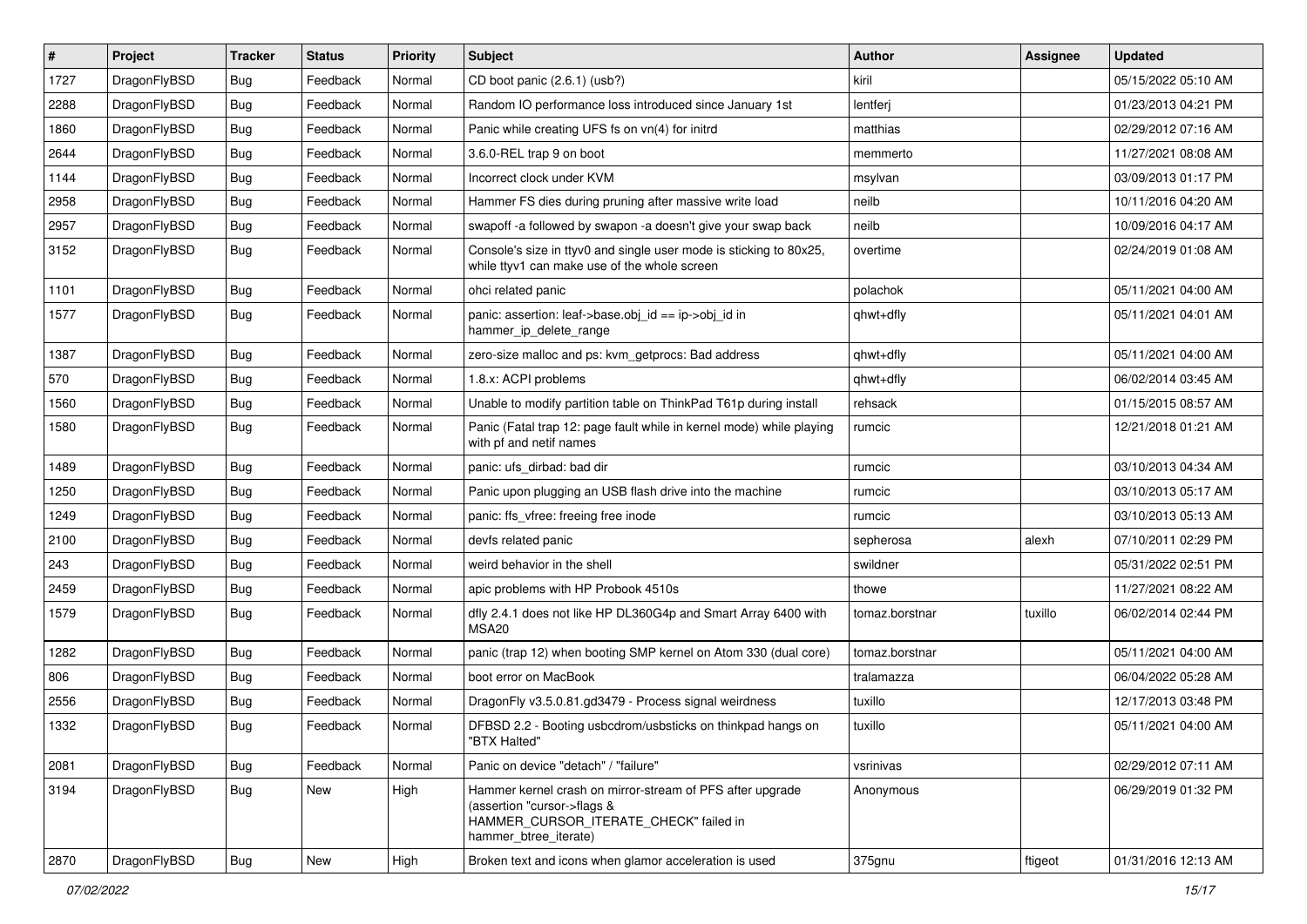| # | Project | Tracker | Status | Priority | Subject | Author | Assignee | Updated |
| --- | --- | --- | --- | --- | --- | --- | --- | --- |
| 1727 | DragonFlyBSD | Bug | Feedback | Normal | CD boot panic (2.6.1) (usb?) | kiril | | 05/15/2022 05:10 AM |
| 2288 | DragonFlyBSD | Bug | Feedback | Normal | Random IO performance loss introduced since January 1st | lentferj | | 01/23/2013 04:21 PM |
| 1860 | DragonFlyBSD | Bug | Feedback | Normal | Panic while creating UFS fs on vn(4) for initrd | matthias | | 02/29/2012 07:16 AM |
| 2644 | DragonFlyBSD | Bug | Feedback | Normal | 3.6.0-REL trap 9 on boot | memmerto | | 11/27/2021 08:08 AM |
| 1144 | DragonFlyBSD | Bug | Feedback | Normal | Incorrect clock under KVM | msylvan | | 03/09/2013 01:17 PM |
| 2958 | DragonFlyBSD | Bug | Feedback | Normal | Hammer FS dies during pruning after massive write load | neilb | | 10/11/2016 04:20 AM |
| 2957 | DragonFlyBSD | Bug | Feedback | Normal | swapoff -a followed by swapon -a doesn't give your swap back | neilb | | 10/09/2016 04:17 AM |
| 3152 | DragonFlyBSD | Bug | Feedback | Normal | Console's size in ttyv0 and single user mode is sticking to 80x25, while ttyv1 can make use of the whole screen | overtime | | 02/24/2019 01:08 AM |
| 1101 | DragonFlyBSD | Bug | Feedback | Normal | ohci related panic | polachok | | 05/11/2021 04:00 AM |
| 1577 | DragonFlyBSD | Bug | Feedback | Normal | panic: assertion: leaf->base.obj_id == ip->obj_id in hammer_ip_delete_range | qhwt+dfly | | 05/11/2021 04:01 AM |
| 1387 | DragonFlyBSD | Bug | Feedback | Normal | zero-size malloc and ps: kvm_getprocs: Bad address | qhwt+dfly | | 05/11/2021 04:00 AM |
| 570 | DragonFlyBSD | Bug | Feedback | Normal | 1.8.x: ACPI problems | qhwt+dfly | | 06/02/2014 03:45 AM |
| 1560 | DragonFlyBSD | Bug | Feedback | Normal | Unable to modify partition table on ThinkPad T61p during install | rehsack | | 01/15/2015 08:57 AM |
| 1580 | DragonFlyBSD | Bug | Feedback | Normal | Panic (Fatal trap 12: page fault while in kernel mode) while playing with pf and netif names | rumcic | | 12/21/2018 01:21 AM |
| 1489 | DragonFlyBSD | Bug | Feedback | Normal | panic: ufs_dirbad: bad dir | rumcic | | 03/10/2013 04:34 AM |
| 1250 | DragonFlyBSD | Bug | Feedback | Normal | Panic upon plugging an USB flash drive into the machine | rumcic | | 03/10/2013 05:17 AM |
| 1249 | DragonFlyBSD | Bug | Feedback | Normal | panic: ffs_vfree: freeing free inode | rumcic | | 03/10/2013 05:13 AM |
| 2100 | DragonFlyBSD | Bug | Feedback | Normal | devfs related panic | sepherosa | alexh | 07/10/2011 02:29 PM |
| 243 | DragonFlyBSD | Bug | Feedback | Normal | weird behavior in the shell | swildner | | 05/31/2022 02:51 PM |
| 2459 | DragonFlyBSD | Bug | Feedback | Normal | apic problems with HP Probook 4510s | thowe | | 11/27/2021 08:22 AM |
| 1579 | DragonFlyBSD | Bug | Feedback | Normal | dfly 2.4.1 does not like HP DL360G4p and Smart Array 6400 with MSA20 | tomaz.borstnar | tuxillo | 06/02/2014 02:44 PM |
| 1282 | DragonFlyBSD | Bug | Feedback | Normal | panic (trap 12) when booting SMP kernel on Atom 330 (dual core) | tomaz.borstnar | | 05/11/2021 04:00 AM |
| 806 | DragonFlyBSD | Bug | Feedback | Normal | boot error on MacBook | tralamazza | | 06/04/2022 05:28 AM |
| 2556 | DragonFlyBSD | Bug | Feedback | Normal | DragonFly v3.5.0.81.gd3479 - Process signal weirdness | tuxillo | | 12/17/2013 03:48 PM |
| 1332 | DragonFlyBSD | Bug | Feedback | Normal | DFBSD 2.2 - Booting usbcdrom/usbsticks on thinkpad hangs on "BTX Halted" | tuxillo | | 05/11/2021 04:00 AM |
| 2081 | DragonFlyBSD | Bug | Feedback | Normal | Panic on device "detach" / "failure" | vsrinivas | | 02/29/2012 07:11 AM |
| 3194 | DragonFlyBSD | Bug | New | High | Hammer kernel crash on mirror-stream of PFS after upgrade (assertion "cursor->flags & HAMMER_CURSOR_ITERATE_CHECK" failed in hammer_btree_iterate) | Anonymous | | 06/29/2019 01:32 PM |
| 2870 | DragonFlyBSD | Bug | New | High | Broken text and icons when glamor acceleration is used | 375gnu | ftigeot | 01/31/2016 12:13 AM |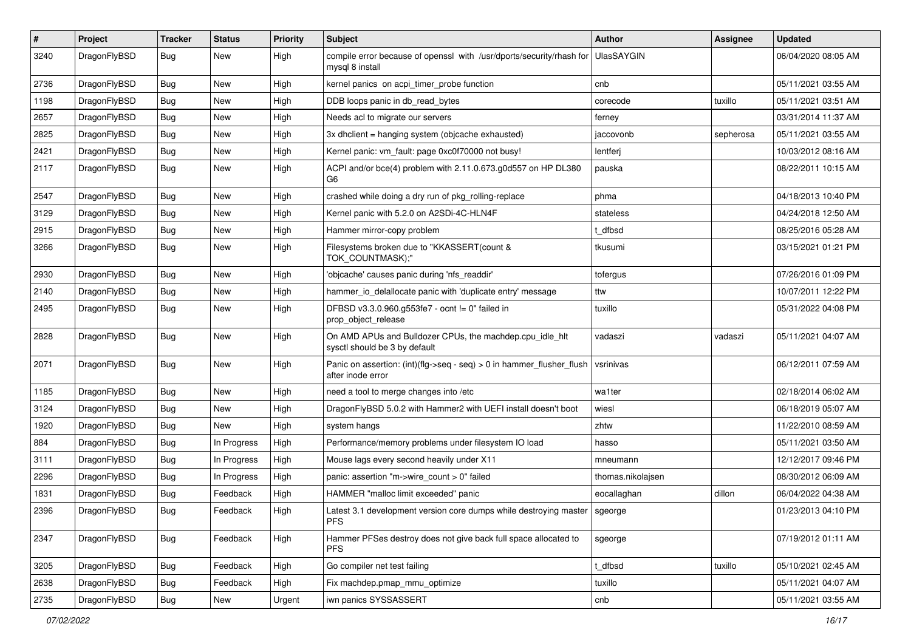| # | Project | Tracker | Status | Priority | Subject | Author | Assignee | Updated |
|---|---|---|---|---|---|---|---|---|
| 3240 | DragonFlyBSD | Bug | New | High | compile error because of openssl with /usr/dports/security/rhash for mysql 8 install | UlasSAYGIN | | 06/04/2020 08:05 AM |
| 2736 | DragonFlyBSD | Bug | New | High | kernel panics on acpi_timer_probe function | cnb | | 05/11/2021 03:55 AM |
| 1198 | DragonFlyBSD | Bug | New | High | DDB loops panic in db_read_bytes | corecode | tuxillo | 05/11/2021 03:51 AM |
| 2657 | DragonFlyBSD | Bug | New | High | Needs acl to migrate our servers | ferney | | 03/31/2014 11:37 AM |
| 2825 | DragonFlyBSD | Bug | New | High | 3x dhclient = hanging system (objcache exhausted) | jaccovonb | sepherosa | 05/11/2021 03:55 AM |
| 2421 | DragonFlyBSD | Bug | New | High | Kernel panic: vm_fault: page 0xc0f70000 not busy! | lentferj | | 10/03/2012 08:16 AM |
| 2117 | DragonFlyBSD | Bug | New | High | ACPI and/or bce(4) problem with 2.11.0.673.g0d557 on HP DL380 G6 | pauska | | 08/22/2011 10:15 AM |
| 2547 | DragonFlyBSD | Bug | New | High | crashed while doing a dry run of pkg_rolling-replace | phma | | 04/18/2013 10:40 PM |
| 3129 | DragonFlyBSD | Bug | New | High | Kernel panic with 5.2.0 on A2SDi-4C-HLN4F | stateless | | 04/24/2018 12:50 AM |
| 2915 | DragonFlyBSD | Bug | New | High | Hammer mirror-copy problem | t_dfbsd | | 08/25/2016 05:28 AM |
| 3266 | DragonFlyBSD | Bug | New | High | Filesystems broken due to "KKASSERT(count & TOK_COUNTMASK);" | tkusumi | | 03/15/2021 01:21 PM |
| 2930 | DragonFlyBSD | Bug | New | High | 'objcache' causes panic during 'nfs_readdir' | tofergus | | 07/26/2016 01:09 PM |
| 2140 | DragonFlyBSD | Bug | New | High | hammer_io_delallocate panic with 'duplicate entry' message | ttw | | 10/07/2011 12:22 PM |
| 2495 | DragonFlyBSD | Bug | New | High | DFBSD v3.3.0.960.g553fe7 - ocnt != 0" failed in prop_object_release | tuxillo | | 05/31/2022 04:08 PM |
| 2828 | DragonFlyBSD | Bug | New | High | On AMD APUs and Bulldozer CPUs, the machdep.cpu_idle_hlt sysctl should be 3 by default | vadaszi | vadaszi | 05/11/2021 04:07 AM |
| 2071 | DragonFlyBSD | Bug | New | High | Panic on assertion: (int)(flg->seq - seq) > 0 in hammer_flusher_flush after inode error | vsrinivas | | 06/12/2011 07:59 AM |
| 1185 | DragonFlyBSD | Bug | New | High | need a tool to merge changes into /etc | wa1ter | | 02/18/2014 06:02 AM |
| 3124 | DragonFlyBSD | Bug | New | High | DragonFlyBSD 5.0.2 with Hammer2 with UEFI install doesn't boot | wiesl | | 06/18/2019 05:07 AM |
| 1920 | DragonFlyBSD | Bug | New | High | system hangs | zhtw | | 11/22/2010 08:59 AM |
| 884 | DragonFlyBSD | Bug | In Progress | High | Performance/memory problems under filesystem IO load | hasso | | 05/11/2021 03:50 AM |
| 3111 | DragonFlyBSD | Bug | In Progress | High | Mouse lags every second heavily under X11 | mneumann | | 12/12/2017 09:46 PM |
| 2296 | DragonFlyBSD | Bug | In Progress | High | panic: assertion "m->wire_count > 0" failed | thomas.nikolajsen | | 08/30/2012 06:09 AM |
| 1831 | DragonFlyBSD | Bug | Feedback | High | HAMMER "malloc limit exceeded" panic | eocallaghan | dillon | 06/04/2022 04:38 AM |
| 2396 | DragonFlyBSD | Bug | Feedback | High | Latest 3.1 development version core dumps while destroying master PFS | sgeorge | | 01/23/2013 04:10 PM |
| 2347 | DragonFlyBSD | Bug | Feedback | High | Hammer PFSes destroy does not give back full space allocated to PFS | sgeorge | | 07/19/2012 01:11 AM |
| 3205 | DragonFlyBSD | Bug | Feedback | High | Go compiler net test failing | t_dfbsd | tuxillo | 05/10/2021 02:45 AM |
| 2638 | DragonFlyBSD | Bug | Feedback | High | Fix machdep.pmap_mmu_optimize | tuxillo | | 05/11/2021 04:07 AM |
| 2735 | DragonFlyBSD | Bug | New | Urgent | iwn panics SYSSASSERT | cnb | | 05/11/2021 03:55 AM |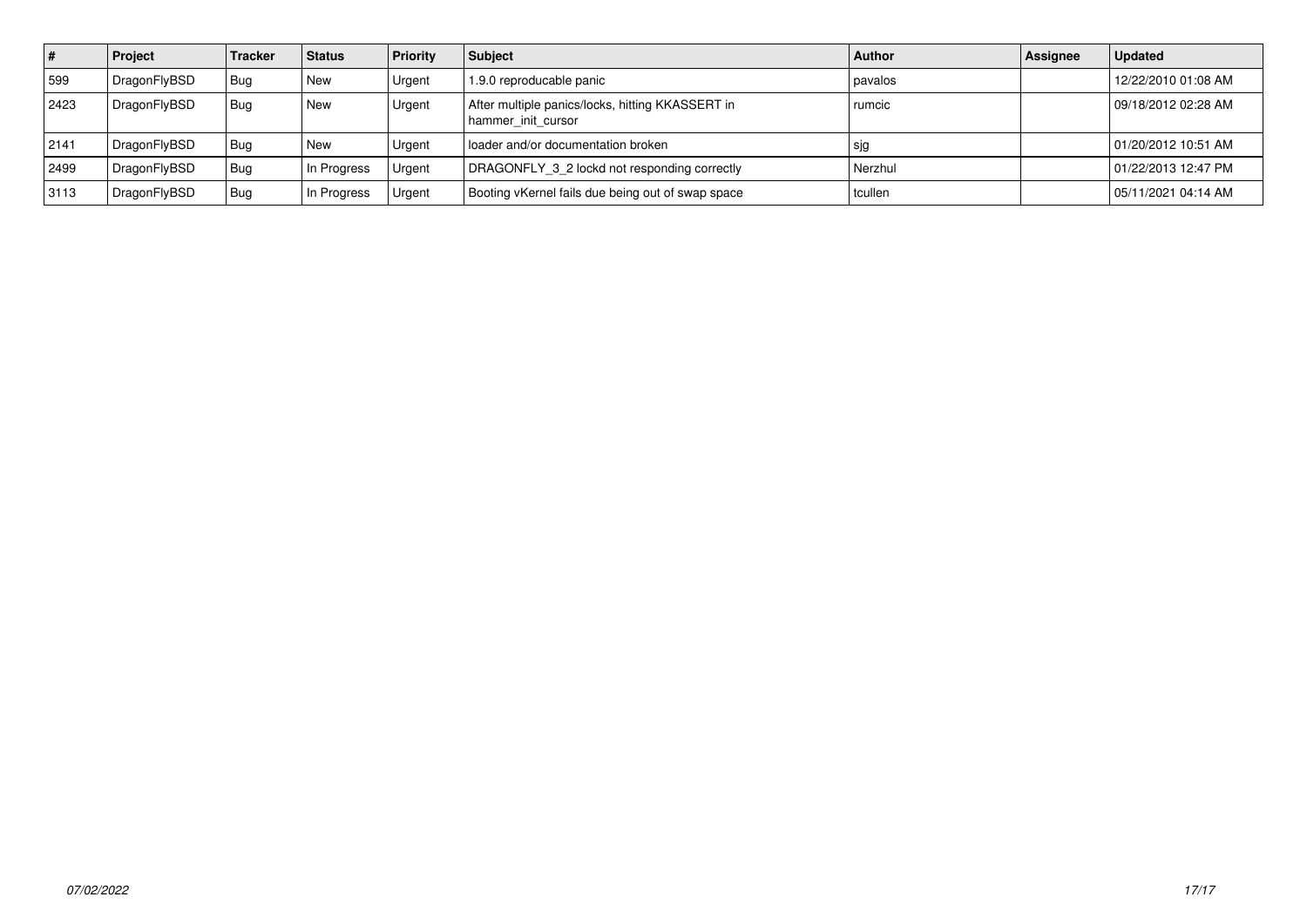| # | Project | Tracker | Status | Priority | Subject | Author | Assignee | Updated |
|---|---|---|---|---|---|---|---|---|
| 599 | DragonFlyBSD | Bug | New | Urgent | 1.9.0 reproducable panic | pavalos | | 12/22/2010 01:08 AM |
| 2423 | DragonFlyBSD | Bug | New | Urgent | After multiple panics/locks, hitting KKASSERT in hammer_init_cursor | rumcic | | 09/18/2012 02:28 AM |
| 2141 | DragonFlyBSD | Bug | New | Urgent | loader and/or documentation broken | sjg | | 01/20/2012 10:51 AM |
| 2499 | DragonFlyBSD | Bug | In Progress | Urgent | DRAGONFLY_3_2 lockd not responding correctly | Nerzhul | | 01/22/2013 12:47 PM |
| 3113 | DragonFlyBSD | Bug | In Progress | Urgent | Booting vKernel fails due being out of swap space | tcullen | | 05/11/2021 04:14 AM |

*07/02/2022*